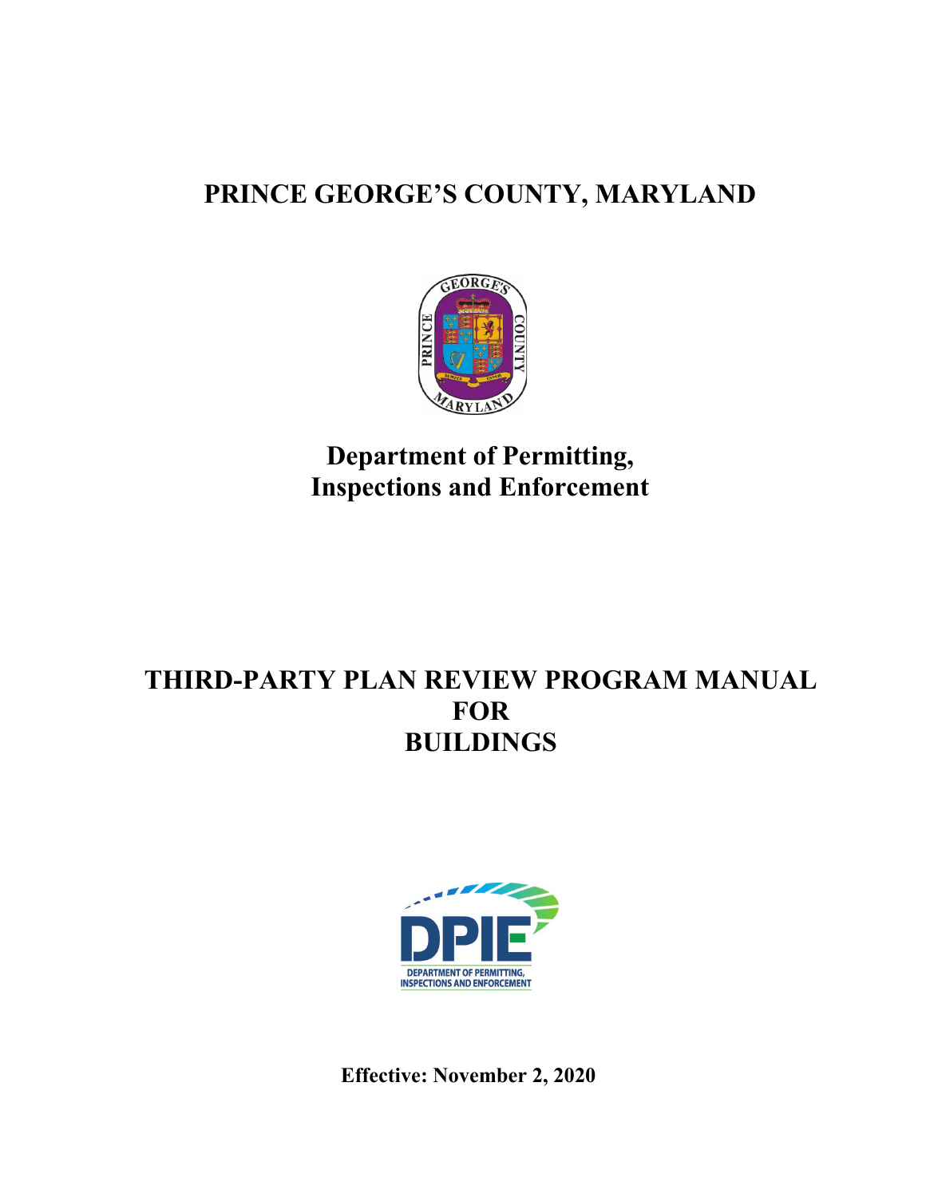# PRINCE GEORGE'S COUNTY, MARYLAND

## Department of Permitting, Inspections and Enforcement

# THIRD-PARTY PLAN REVIEW PROGRAM MANUAL FOR BUILDINGS

**Effective: November 2, 2020**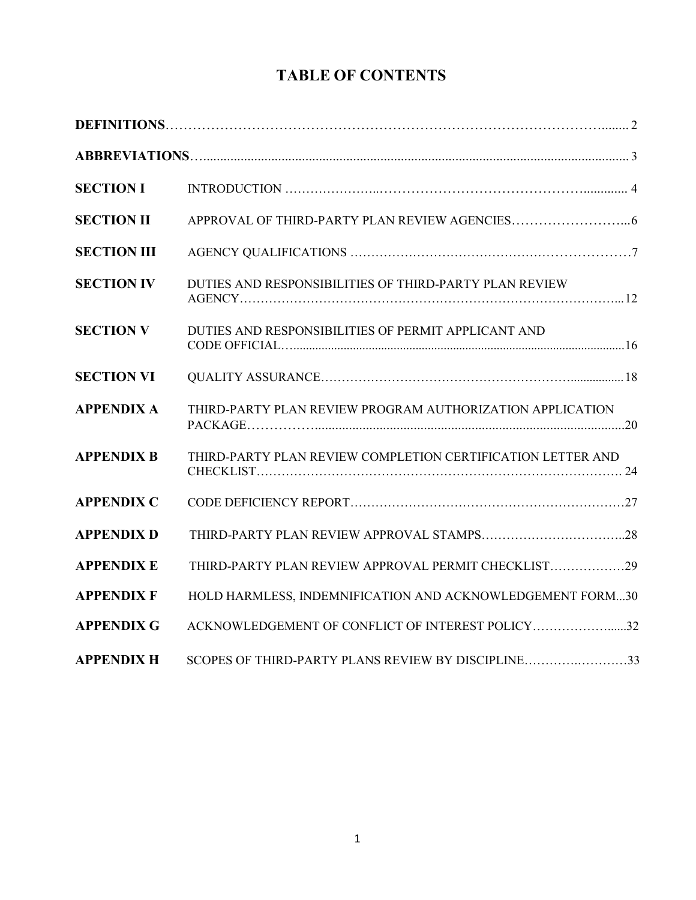# TABLE OF CONTENTS

| | | |
|---|---|---|
| **DEFINITIONS** | | 2 |
| **ABBREVIATIONS** | | 3 |
| **SECTION I** | INTRODUCTION | 4 |
| **SECTION II** | APPROVAL OF THIRD-PARTY PLAN REVIEW AGENCIES | 6 |
| **SECTION III** | AGENCY QUALIFICATIONS | 7 |
| **SECTION IV** | DUTIES AND RESPONSIBILITIES OF THIRD-PARTY PLAN REVIEW AGENCY | 12 |
| **SECTION V** | DUTIES AND RESPONSIBILITIES OF PERMIT APPLICANT AND CODE OFFICIAL | 16 |
| **SECTION VI** | QUALITY ASSURANCE | 18 |
| **APPENDIX A** | THIRD-PARTY PLAN REVIEW PROGRAM AUTHORIZATION APPLICATION PACKAGE | 20 |
| **APPENDIX B** | THIRD-PARTY PLAN REVIEW COMPLETION CERTIFICATION LETTER AND CHECKLIST | 24 |
| **APPENDIX C** | CODE DEFICIENCY REPORT | 27 |
| **APPENDIX D** | THIRD-PARTY PLAN REVIEW APPROVAL STAMPS | 28 |
| **APPENDIX E** | THIRD-PARTY PLAN REVIEW APPROVAL PERMIT CHECKLIST | 29 |
| **APPENDIX F** | HOLD HARMLESS, INDEMNIFICATION AND ACKNOWLEDGEMENT FORM | 30 |
| **APPENDIX G** | ACKNOWLEDGEMENT OF CONFLICT OF INTEREST POLICY | 32 |
| **APPENDIX H** | SCOPES OF THIRD-PARTY PLANS REVIEW BY DISCIPLINE | 33 |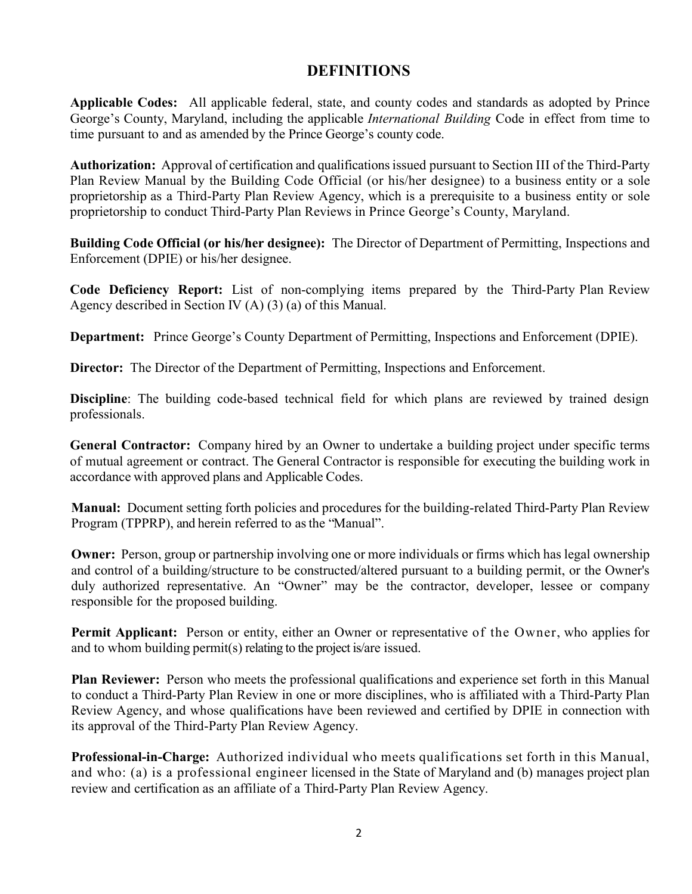# DEFINITIONS

**Applicable Codes:** All applicable federal, state, and county codes and standards as adopted by Prince George's County, Maryland, including the applicable *International Building* Code in effect from time to time pursuant to and as amended by the Prince George's county code.

**Authorization:** Approval of certification and qualifications issued pursuant to Section III of the Third-Party Plan Review Manual by the Building Code Official (or his/her designee) to a business entity or a sole proprietorship as a Third-Party Plan Review Agency, which is a prerequisite to a business entity or sole proprietorship to conduct Third-Party Plan Reviews in Prince George's County, Maryland.

**Building Code Official (or his/her designee):** The Director of Department of Permitting, Inspections and Enforcement (DPIE) or his/her designee.

**Code Deficiency Report:** List of non-complying items prepared by the Third-Party Plan Review Agency described in Section IV (A) (3) (a) of this Manual.

**Department:** Prince George's County Department of Permitting, Inspections and Enforcement (DPIE).

**Director:** The Director of the Department of Permitting, Inspections and Enforcement.

**Discipline**: The building code-based technical field for which plans are reviewed by trained design professionals.

**General Contractor:** Company hired by an Owner to undertake a building project under specific terms of mutual agreement or contract. The General Contractor is responsible for executing the building work in accordance with approved plans and Applicable Codes.

**Manual:** Document setting forth policies and procedures for the building-related Third-Party Plan Review Program (TPPRP), and herein referred to as the "Manual".

**Owner:** Person, group or partnership involving one or more individuals or firms which has legal ownership and control of a building/structure to be constructed/altered pursuant to a building permit, or the Owner's duly authorized representative. An "Owner" may be the contractor, developer, lessee or company responsible for the proposed building.

**Permit Applicant:** Person or entity, either an Owner or representative of the Owner, who applies for and to whom building permit(s) relating to the project is/are issued.

**Plan Reviewer:** Person who meets the professional qualifications and experience set forth in this Manual to conduct a Third-Party Plan Review in one or more disciplines, who is affiliated with a Third-Party Plan Review Agency, and whose qualifications have been reviewed and certified by DPIE in connection with its approval of the Third-Party Plan Review Agency.

**Professional-in-Charge:** Authorized individual who meets qualifications set forth in this Manual, and who: (a) is a professional engineer licensed in the State of Maryland and (b) manages project plan review and certification as an affiliate of a Third-Party Plan Review Agency.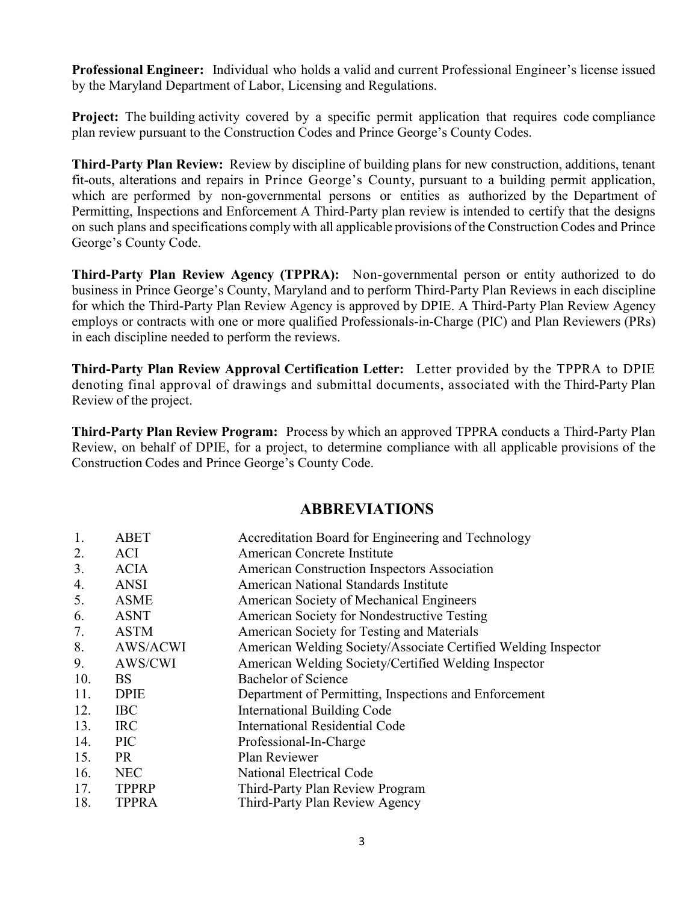**Professional Engineer:** Individual who holds a valid and current Professional Engineer's license issued by the Maryland Department of Labor, Licensing and Regulations.

**Project:** The building activity covered by a specific permit application that requires code compliance plan review pursuant to the Construction Codes and Prince George's County Codes.

**Third-Party Plan Review:** Review by discipline of building plans for new construction, additions, tenant fit-outs, alterations and repairs in Prince George's County, pursuant to a building permit application, which are performed by non-governmental persons or entities as authorized by the Department of Permitting, Inspections and Enforcement A Third-Party plan review is intended to certify that the designs on such plans and specifications comply with all applicable provisions of the Construction Codes and Prince George's County Code.

**Third-Party Plan Review Agency (TPPRA):** Non-governmental person or entity authorized to do business in Prince George's County, Maryland and to perform Third-Party Plan Reviews in each discipline for which the Third-Party Plan Review Agency is approved by DPIE. A Third-Party Plan Review Agency employs or contracts with one or more qualified Professionals-in-Charge (PIC) and Plan Reviewers (PRs) in each discipline needed to perform the reviews.

**Third-Party Plan Review Approval Certification Letter:** Letter provided by the TPPRA to DPIE denoting final approval of drawings and submittal documents, associated with the Third-Party Plan Review of the project.

**Third-Party Plan Review Program:** Process by which an approved TPPRA conducts a Third-Party Plan Review, on behalf of DPIE, for a project, to determine compliance with all applicable provisions of the Construction Codes and Prince George's County Code.

## ABBREVIATIONS

| | | |
|---|---|---|
| 1. | ABET | Accreditation Board for Engineering and Technology |
| 2. | ACI | American Concrete Institute |
| 3. | ACIA | American Construction Inspectors Association |
| 4. | ANSI | American National Standards Institute |
| 5. | ASME | American Society of Mechanical Engineers |
| 6. | ASNT | American Society for Nondestructive Testing |
| 7. | ASTM | American Society for Testing and Materials |
| 8. | AWS/ACWI | American Welding Society/Associate Certified Welding Inspector |
| 9. | AWS/CWI | American Welding Society/Certified Welding Inspector |
| 10. | BS | Bachelor of Science |
| 11. | DPIE | Department of Permitting, Inspections and Enforcement |
| 12. | IBC | International Building Code |
| 13. | IRC | International Residential Code |
| 14. | PIC | Professional-In-Charge |
| 15. | PR | Plan Reviewer |
| 16. | NEC | National Electrical Code |
| 17. | TPPRP | Third-Party Plan Review Program |
| 18. | TPPRA | Third-Party Plan Review Agency |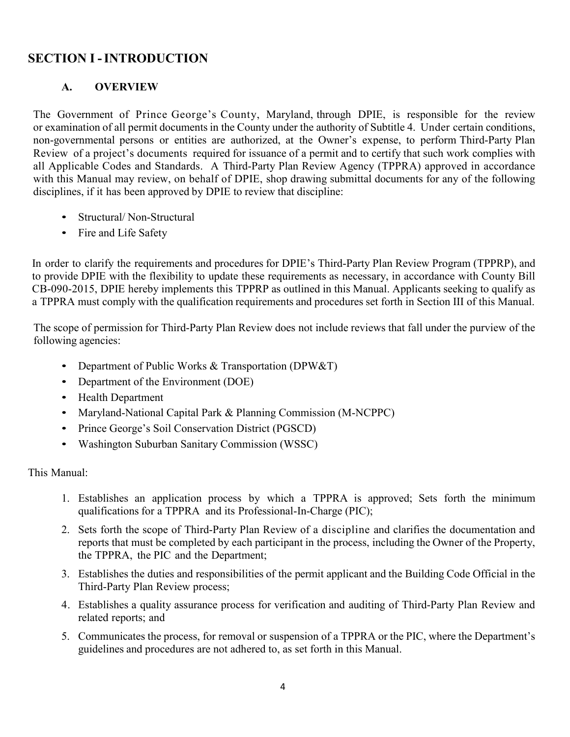# SECTION I - INTRODUCTION

## A. OVERVIEW

The Government of Prince George's County, Maryland, through DPIE, is responsible for the review or examination of all permit documents in the County under the authority of Subtitle 4. Under certain conditions, non-governmental persons or entities are authorized, at the Owner's expense, to perform Third-Party Plan Review of a project's documents required for issuance of a permit and to certify that such work complies with all Applicable Codes and Standards. A Third-Party Plan Review Agency (TPPRA) approved in accordance with this Manual may review, on behalf of DPIE, shop drawing submittal documents for any of the following disciplines, if it has been approved by DPIE to review that discipline:

- Structural/ Non-Structural
- Fire and Life Safety

In order to clarify the requirements and procedures for DPIE's Third-Party Plan Review Program (TPPRP), and to provide DPIE with the flexibility to update these requirements as necessary, in accordance with County Bill CB-090-2015, DPIE hereby implements this TPPRP as outlined in this Manual. Applicants seeking to qualify as a TPPRA must comply with the qualification requirements and procedures set forth in Section III of this Manual.

The scope of permission for Third-Party Plan Review does not include reviews that fall under the purview of the following agencies:

- Department of Public Works & Transportation (DPW&T)
- Department of the Environment (DOE)
- Health Department
- Maryland-National Capital Park & Planning Commission (M-NCPPC)
- Prince George's Soil Conservation District (PGSCD)
- Washington Suburban Sanitary Commission (WSSC)

This Manual:

1. Establishes an application process by which a TPPRA is approved; Sets forth the minimum qualifications for a TPPRA and its Professional-In-Charge (PIC);
2. Sets forth the scope of Third-Party Plan Review of a discipline and clarifies the documentation and reports that must be completed by each participant in the process, including the Owner of the Property, the TPPRA, the PIC and the Department;
3. Establishes the duties and responsibilities of the permit applicant and the Building Code Official in the Third-Party Plan Review process;
4. Establishes a quality assurance process for verification and auditing of Third-Party Plan Review and related reports; and
5. Communicates the process, for removal or suspension of a TPPRA or the PIC, where the Department's guidelines and procedures are not adhered to, as set forth in this Manual.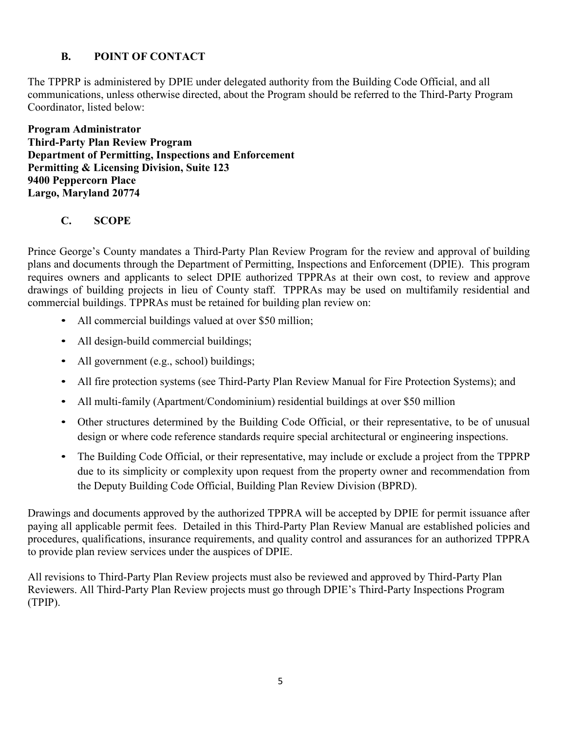## B. POINT OF CONTACT

The TPPRP is administered by DPIE under delegated authority from the Building Code Official, and all communications, unless otherwise directed, about the Program should be referred to the Third-Party Program Coordinator, listed below:

**Program Administrator**
**Third-Party Plan Review Program**
**Department of Permitting, Inspections and Enforcement**
**Permitting & Licensing Division, Suite 123**
**9400 Peppercorn Place**
**Largo, Maryland 20774**

## C. SCOPE

Prince George's County mandates a Third-Party Plan Review Program for the review and approval of building plans and documents through the Department of Permitting, Inspections and Enforcement (DPIE). This program requires owners and applicants to select DPIE authorized TPPRAs at their own cost, to review and approve drawings of building projects in lieu of County staff. TPPRAs may be used on multifamily residential and commercial buildings. TPPRAs must be retained for building plan review on:

- All commercial buildings valued at over $50 million;
- All design-build commercial buildings;
- All government (e.g., school) buildings;
- All fire protection systems (see Third-Party Plan Review Manual for Fire Protection Systems); and
- All multi-family (Apartment/Condominium) residential buildings at over $50 million
- Other structures determined by the Building Code Official, or their representative, to be of unusual design or where code reference standards require special architectural or engineering inspections.
- The Building Code Official, or their representative, may include or exclude a project from the TPPRP due to its simplicity or complexity upon request from the property owner and recommendation from the Deputy Building Code Official, Building Plan Review Division (BPRD).

Drawings and documents approved by the authorized TPPRA will be accepted by DPIE for permit issuance after paying all applicable permit fees. Detailed in this Third-Party Plan Review Manual are established policies and procedures, qualifications, insurance requirements, and quality control and assurances for an authorized TPPRA to provide plan review services under the auspices of DPIE.

All revisions to Third-Party Plan Review projects must also be reviewed and approved by Third-Party Plan Reviewers. All Third-Party Plan Review projects must go through DPIE's Third-Party Inspections Program (TPIP).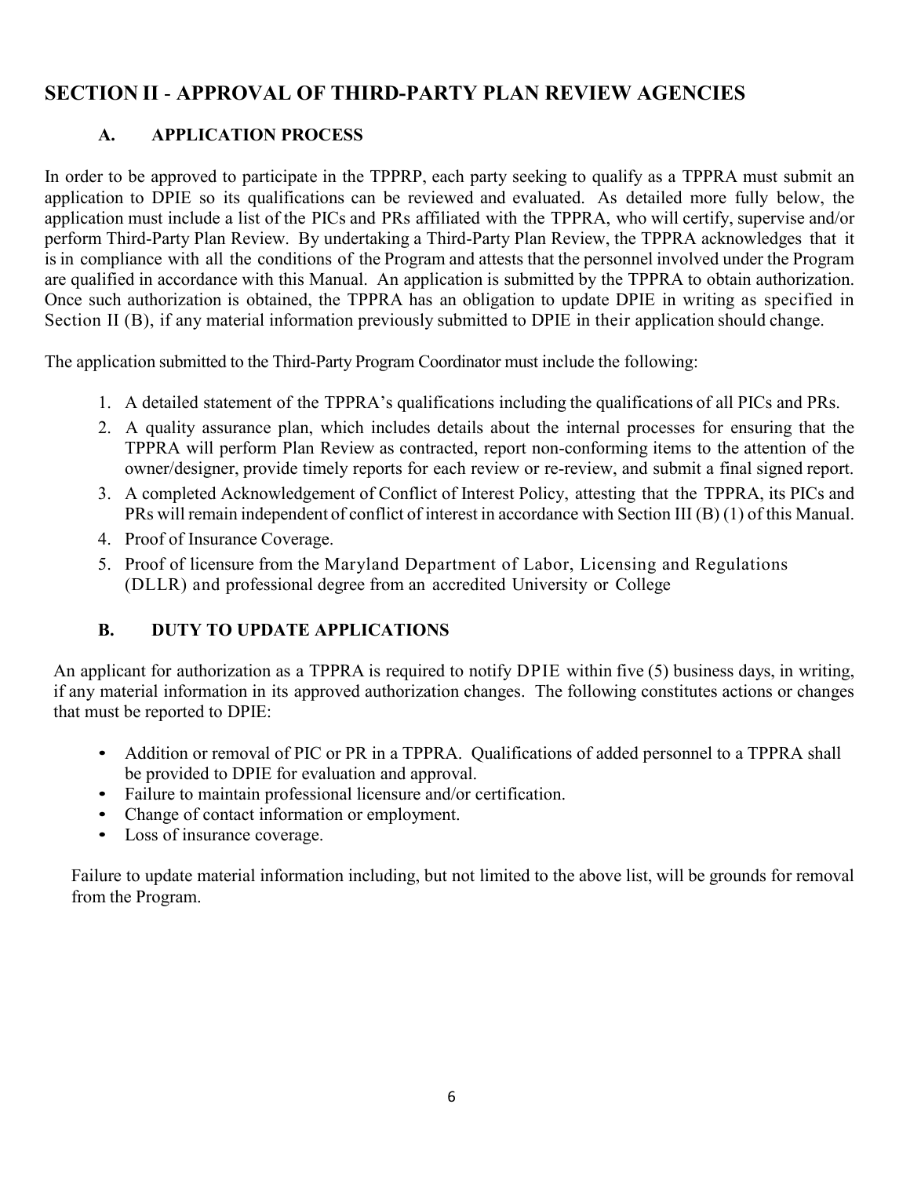## SECTION II - APPROVAL OF THIRD-PARTY PLAN REVIEW AGENCIES

### A. APPLICATION PROCESS

In order to be approved to participate in the TPPRP, each party seeking to qualify as a TPPRA must submit an application to DPIE so its qualifications can be reviewed and evaluated. As detailed more fully below, the application must include a list of the PICs and PRs affiliated with the TPPRA, who will certify, supervise and/or perform Third-Party Plan Review. By undertaking a Third-Party Plan Review, the TPPRA acknowledges that it is in compliance with all the conditions of the Program and attests that the personnel involved under the Program are qualified in accordance with this Manual. An application is submitted by the TPPRA to obtain authorization. Once such authorization is obtained, the TPPRA has an obligation to update DPIE in writing as specified in Section II (B), if any material information previously submitted to DPIE in their application should change.

The application submitted to the Third-Party Program Coordinator must include the following:

1. A detailed statement of the TPPRA's qualifications including the qualifications of all PICs and PRs.
2. A quality assurance plan, which includes details about the internal processes for ensuring that the TPPRA will perform Plan Review as contracted, report non-conforming items to the attention of the owner/designer, provide timely reports for each review or re-review, and submit a final signed report.
3. A completed Acknowledgement of Conflict of Interest Policy, attesting that the TPPRA, its PICs and PRs will remain independent of conflict of interest in accordance with Section III (B) (1) of this Manual.
4. Proof of Insurance Coverage.
5. Proof of licensure from the Maryland Department of Labor, Licensing and Regulations (DLLR) and professional degree from an accredited University or College

### B. DUTY TO UPDATE APPLICATIONS

An applicant for authorization as a TPPRA is required to notify DPIE within five (5) business days, in writing, if any material information in its approved authorization changes. The following constitutes actions or changes that must be reported to DPIE:

- Addition or removal of PIC or PR in a TPPRA. Qualifications of added personnel to a TPPRA shall be provided to DPIE for evaluation and approval.
- Failure to maintain professional licensure and/or certification.
- Change of contact information or employment.
- Loss of insurance coverage.

Failure to update material information including, but not limited to the above list, will be grounds for removal from the Program.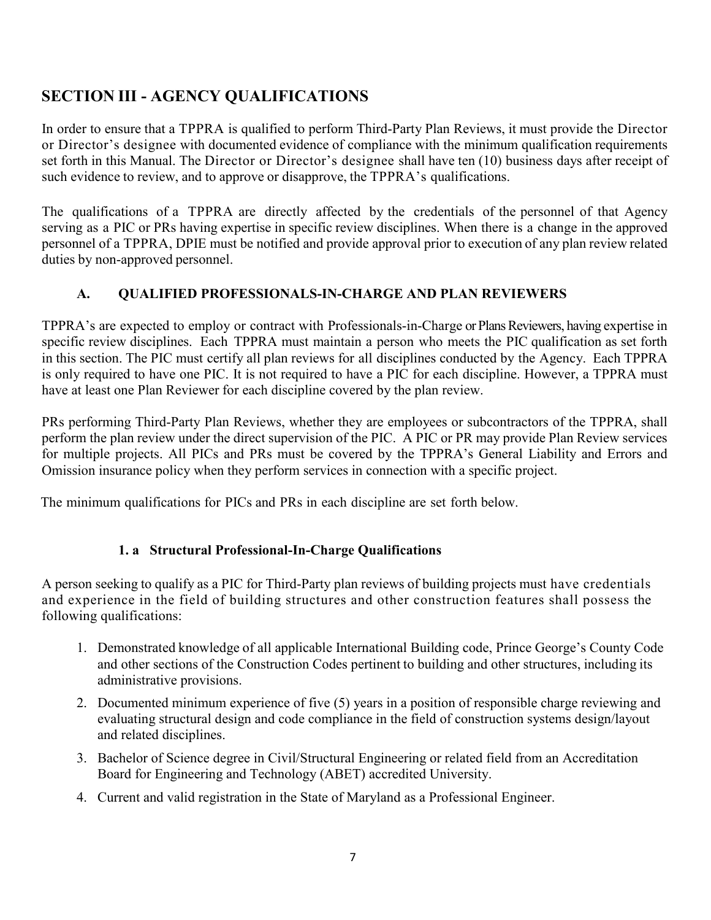## SECTION III - AGENCY QUALIFICATIONS

In order to ensure that a TPPRA is qualified to perform Third-Party Plan Reviews, it must provide the Director or Director's designee with documented evidence of compliance with the minimum qualification requirements set forth in this Manual. The Director or Director's designee shall have ten (10) business days after receipt of such evidence to review, and to approve or disapprove, the TPPRA's qualifications.

The qualifications of a TPPRA are directly affected by the credentials of the personnel of that Agency serving as a PIC or PRs having expertise in specific review disciplines. When there is a change in the approved personnel of a TPPRA, DPIE must be notified and provide approval prior to execution of any plan review related duties by non-approved personnel.

### A. QUALIFIED PROFESSIONALS-IN-CHARGE AND PLAN REVIEWERS

TPPRA's are expected to employ or contract with Professionals-in-Charge or Plans Reviewers, having expertise in specific review disciplines. Each TPPRA must maintain a person who meets the PIC qualification as set forth in this section. The PIC must certify all plan reviews for all disciplines conducted by the Agency. Each TPPRA is only required to have one PIC. It is not required to have a PIC for each discipline. However, a TPPRA must have at least one Plan Reviewer for each discipline covered by the plan review.

PRs performing Third-Party Plan Reviews, whether they are employees or subcontractors of the TPPRA, shall perform the plan review under the direct supervision of the PIC. A PIC or PR may provide Plan Review services for multiple projects. All PICs and PRs must be covered by the TPPRA's General Liability and Errors and Omission insurance policy when they perform services in connection with a specific project.

The minimum qualifications for PICs and PRs in each discipline are set forth below.

#### 1. a Structural Professional-In-Charge Qualifications

A person seeking to qualify as a PIC for Third-Party plan reviews of building projects must have credentials and experience in the field of building structures and other construction features shall possess the following qualifications:

1. Demonstrated knowledge of all applicable International Building code, Prince George's County Code and other sections of the Construction Codes pertinent to building and other structures, including its administrative provisions.
2. Documented minimum experience of five (5) years in a position of responsible charge reviewing and evaluating structural design and code compliance in the field of construction systems design/layout and related disciplines.
3. Bachelor of Science degree in Civil/Structural Engineering or related field from an Accreditation Board for Engineering and Technology (ABET) accredited University.
4. Current and valid registration in the State of Maryland as a Professional Engineer.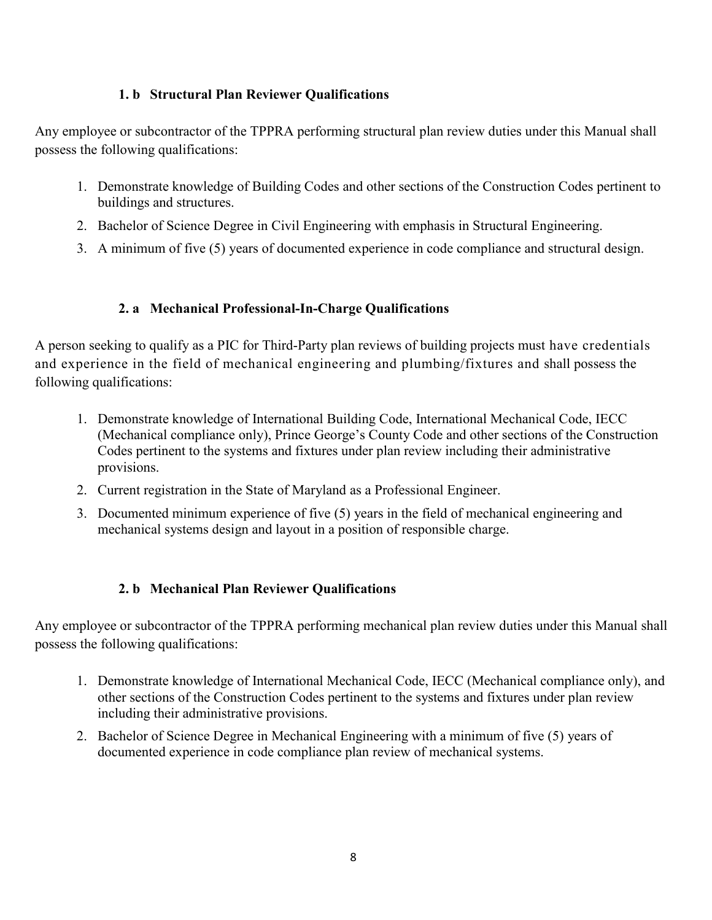### 1. b Structural Plan Reviewer Qualifications

Any employee or subcontractor of the TPPRA performing structural plan review duties under this Manual shall possess the following qualifications:

1. Demonstrate knowledge of Building Codes and other sections of the Construction Codes pertinent to buildings and structures.
2. Bachelor of Science Degree in Civil Engineering with emphasis in Structural Engineering.
3. A minimum of five (5) years of documented experience in code compliance and structural design.

### 2. a Mechanical Professional-In-Charge Qualifications

A person seeking to qualify as a PIC for Third-Party plan reviews of building projects must have credentials and experience in the field of mechanical engineering and plumbing/fixtures and shall possess the following qualifications:

1. Demonstrate knowledge of International Building Code, International Mechanical Code, IECC (Mechanical compliance only), Prince George's County Code and other sections of the Construction Codes pertinent to the systems and fixtures under plan review including their administrative provisions.
2. Current registration in the State of Maryland as a Professional Engineer.
3. Documented minimum experience of five (5) years in the field of mechanical engineering and mechanical systems design and layout in a position of responsible charge.

### 2. b Mechanical Plan Reviewer Qualifications

Any employee or subcontractor of the TPPRA performing mechanical plan review duties under this Manual shall possess the following qualifications:

1. Demonstrate knowledge of International Mechanical Code, IECC (Mechanical compliance only), and other sections of the Construction Codes pertinent to the systems and fixtures under plan review including their administrative provisions.
2. Bachelor of Science Degree in Mechanical Engineering with a minimum of five (5) years of documented experience in code compliance plan review of mechanical systems.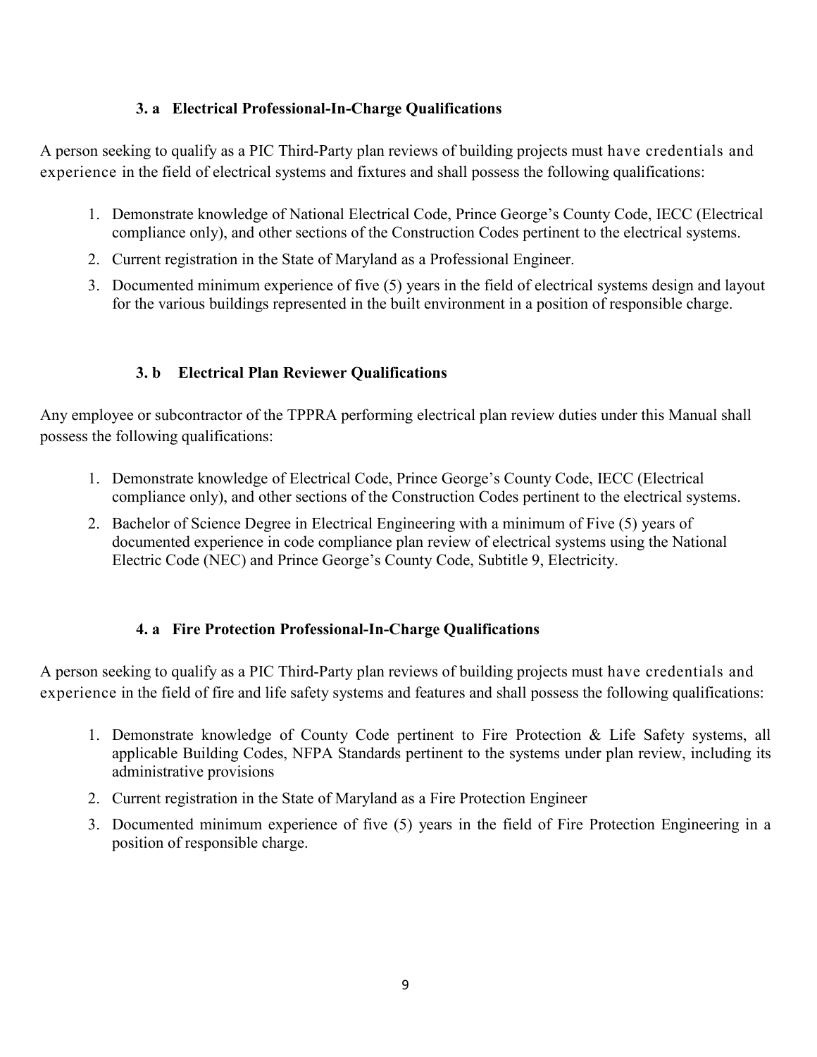### 3. a Electrical Professional-In-Charge Qualifications

A person seeking to qualify as a PIC Third-Party plan reviews of building projects must have credentials and experience in the field of electrical systems and fixtures and shall possess the following qualifications:

1. Demonstrate knowledge of National Electrical Code, Prince George's County Code, IECC (Electrical compliance only), and other sections of the Construction Codes pertinent to the electrical systems.
2. Current registration in the State of Maryland as a Professional Engineer.
3. Documented minimum experience of five (5) years in the field of electrical systems design and layout for the various buildings represented in the built environment in a position of responsible charge.

### 3. b Electrical Plan Reviewer Qualifications

Any employee or subcontractor of the TPPRA performing electrical plan review duties under this Manual shall possess the following qualifications:

1. Demonstrate knowledge of Electrical Code, Prince George's County Code, IECC (Electrical compliance only), and other sections of the Construction Codes pertinent to the electrical systems.
2. Bachelor of Science Degree in Electrical Engineering with a minimum of Five (5) years of documented experience in code compliance plan review of electrical systems using the National Electric Code (NEC) and Prince George's County Code, Subtitle 9, Electricity.

### 4. a Fire Protection Professional-In-Charge Qualifications

A person seeking to qualify as a PIC Third-Party plan reviews of building projects must have credentials and experience in the field of fire and life safety systems and features and shall possess the following qualifications:

1. Demonstrate knowledge of County Code pertinent to Fire Protection & Life Safety systems, all applicable Building Codes, NFPA Standards pertinent to the systems under plan review, including its administrative provisions
2. Current registration in the State of Maryland as a Fire Protection Engineer
3. Documented minimum experience of five (5) years in the field of Fire Protection Engineering in a position of responsible charge.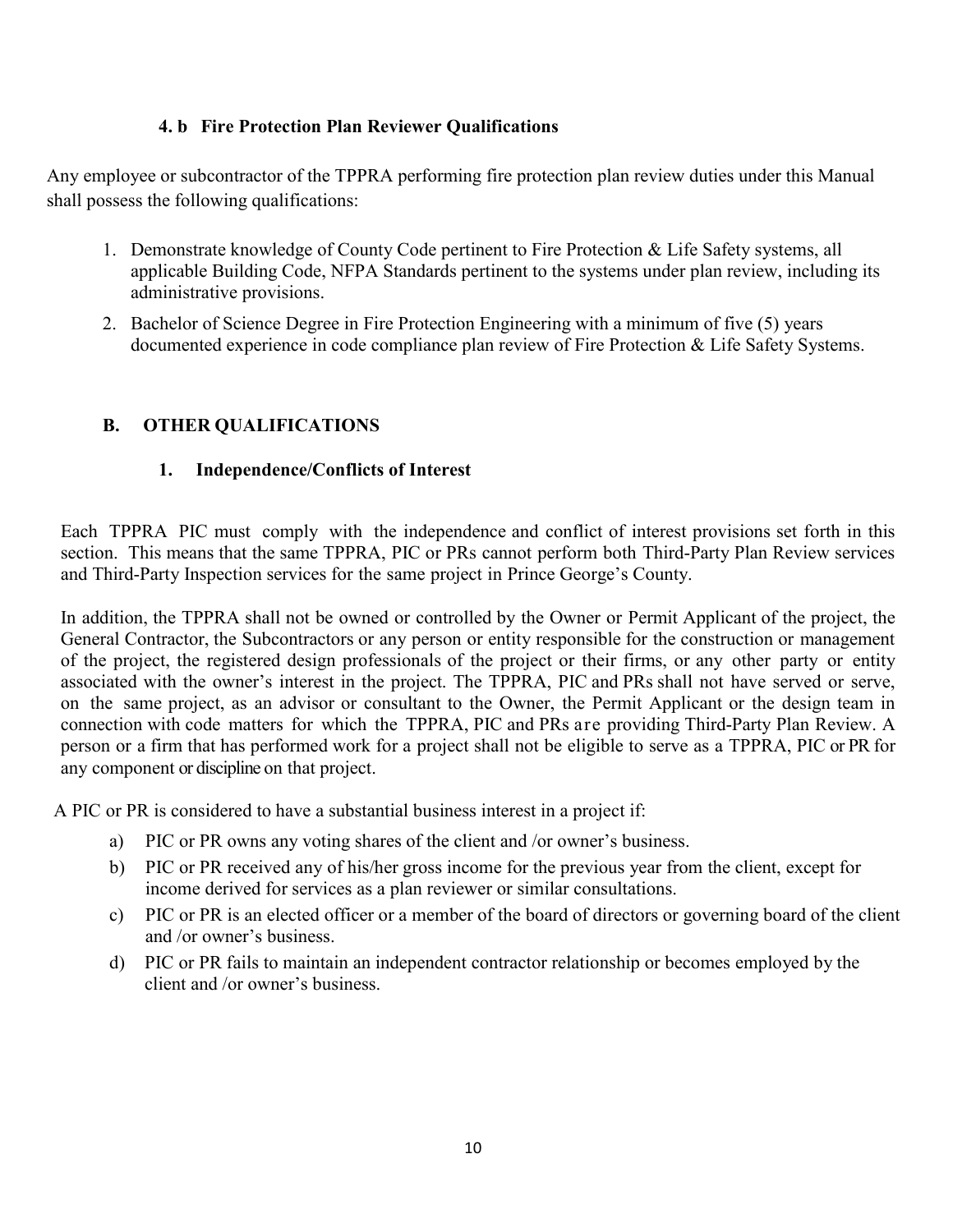#### 4. b Fire Protection Plan Reviewer Qualifications

Any employee or subcontractor of the TPPRA performing fire protection plan review duties under this Manual shall possess the following qualifications:

1. Demonstrate knowledge of County Code pertinent to Fire Protection & Life Safety systems, all applicable Building Code, NFPA Standards pertinent to the systems under plan review, including its administrative provisions.
2. Bachelor of Science Degree in Fire Protection Engineering with a minimum of five (5) years documented experience in code compliance plan review of Fire Protection & Life Safety Systems.

### B. OTHER QUALIFICATIONS

#### 1. Independence/Conflicts of Interest

Each TPPRA PIC must comply with the independence and conflict of interest provisions set forth in this section. This means that the same TPPRA, PIC or PRs cannot perform both Third-Party Plan Review services and Third-Party Inspection services for the same project in Prince George's County.

In addition, the TPPRA shall not be owned or controlled by the Owner or Permit Applicant of the project, the General Contractor, the Subcontractors or any person or entity responsible for the construction or management of the project, the registered design professionals of the project or their firms, or any other party or entity associated with the owner's interest in the project. The TPPRA, PIC and PRs shall not have served or serve, on the same project, as an advisor or consultant to the Owner, the Permit Applicant or the design team in connection with code matters for which the TPPRA, PIC and PRs are providing Third-Party Plan Review. A person or a firm that has performed work for a project shall not be eligible to serve as a TPPRA, PIC or PR for any component or discipline on that project.

A PIC or PR is considered to have a substantial business interest in a project if:

a) PIC or PR owns any voting shares of the client and /or owner's business.

b) PIC or PR received any of his/her gross income for the previous year from the client, except for income derived for services as a plan reviewer or similar consultations.

c) PIC or PR is an elected officer or a member of the board of directors or governing board of the client and /or owner's business.

d) PIC or PR fails to maintain an independent contractor relationship or becomes employed by the client and /or owner's business.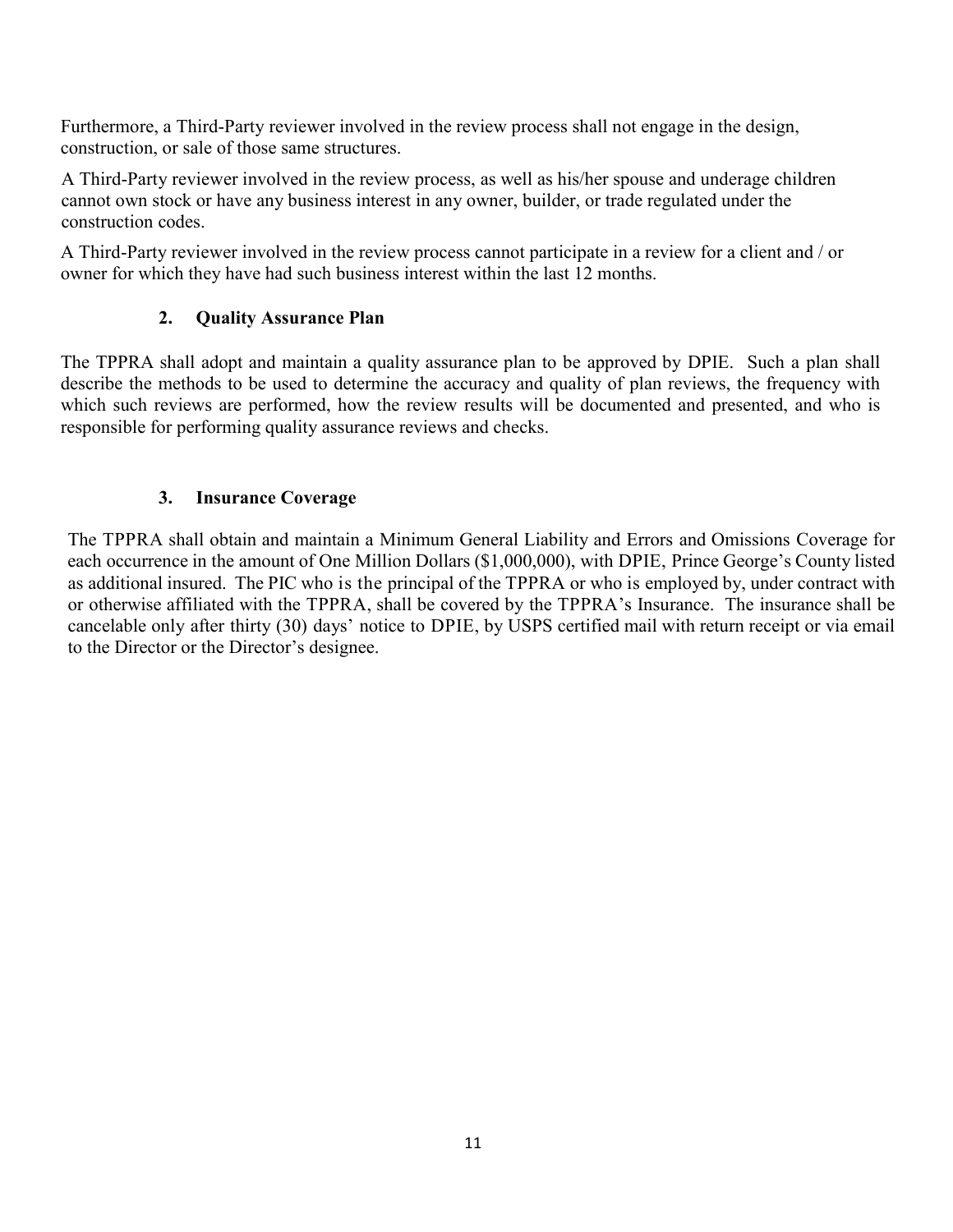Furthermore, a Third-Party reviewer involved in the review process shall not engage in the design, construction, or sale of those same structures.

A Third-Party reviewer involved in the review process, as well as his/her spouse and underage children cannot own stock or have any business interest in any owner, builder, or trade regulated under the construction codes.

A Third-Party reviewer involved in the review process cannot participate in a review for a client and / or owner for which they have had such business interest within the last 12 months.

### 2. Quality Assurance Plan

The TPPRA shall adopt and maintain a quality assurance plan to be approved by DPIE. Such a plan shall describe the methods to be used to determine the accuracy and quality of plan reviews, the frequency with which such reviews are performed, how the review results will be documented and presented, and who is responsible for performing quality assurance reviews and checks.

### 3. Insurance Coverage

The TPPRA shall obtain and maintain a Minimum General Liability and Errors and Omissions Coverage for each occurrence in the amount of One Million Dollars ($1,000,000), with DPIE, Prince George's County listed as additional insured. The PIC who is the principal of the TPPRA or who is employed by, under contract with or otherwise affiliated with the TPPRA, shall be covered by the TPPRA's Insurance. The insurance shall be cancelable only after thirty (30) days' notice to DPIE, by USPS certified mail with return receipt or via email to the Director or the Director's designee.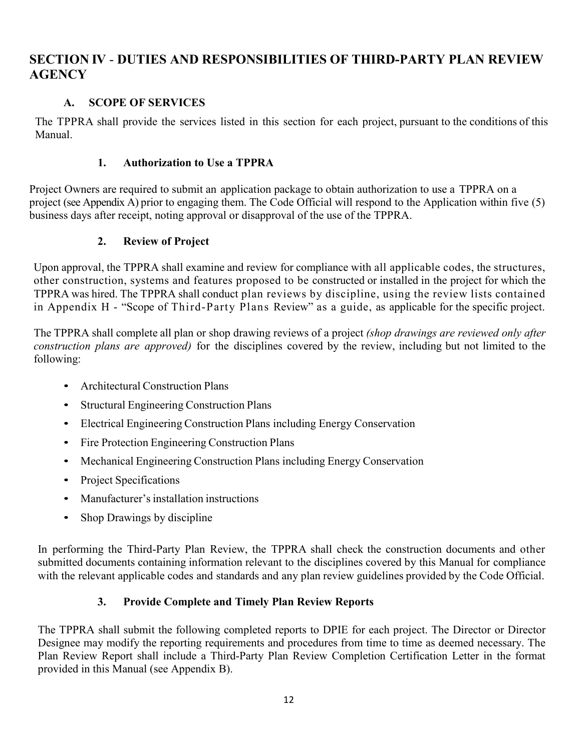## SECTION IV - DUTIES AND RESPONSIBILITIES OF THIRD-PARTY PLAN REVIEW AGENCY

### A. SCOPE OF SERVICES

The TPPRA shall provide the services listed in this section for each project, pursuant to the conditions of this Manual.

#### 1. Authorization to Use a TPPRA

Project Owners are required to submit an application package to obtain authorization to use a TPPRA on a project (see Appendix A) prior to engaging them. The Code Official will respond to the Application within five (5) business days after receipt, noting approval or disapproval of the use of the TPPRA.

#### 2. Review of Project

Upon approval, the TPPRA shall examine and review for compliance with all applicable codes, the structures, other construction, systems and features proposed to be constructed or installed in the project for which the TPPRA was hired. The TPPRA shall conduct plan reviews by discipline, using the review lists contained in Appendix H - "Scope of Third-Party Plans Review" as a guide, as applicable for the specific project.

The TPPRA shall complete all plan or shop drawing reviews of a project *(shop drawings are reviewed only after construction plans are approved)* for the disciplines covered by the review, including but not limited to the following:

- Architectural Construction Plans
- Structural Engineering Construction Plans
- Electrical Engineering Construction Plans including Energy Conservation
- Fire Protection Engineering Construction Plans
- Mechanical Engineering Construction Plans including Energy Conservation
- Project Specifications
- Manufacturer's installation instructions
- Shop Drawings by discipline

In performing the Third-Party Plan Review, the TPPRA shall check the construction documents and other submitted documents containing information relevant to the disciplines covered by this Manual for compliance with the relevant applicable codes and standards and any plan review guidelines provided by the Code Official.

#### 3. Provide Complete and Timely Plan Review Reports

The TPPRA shall submit the following completed reports to DPIE for each project. The Director or Director Designee may modify the reporting requirements and procedures from time to time as deemed necessary. The Plan Review Report shall include a Third-Party Plan Review Completion Certification Letter in the format provided in this Manual (see Appendix B).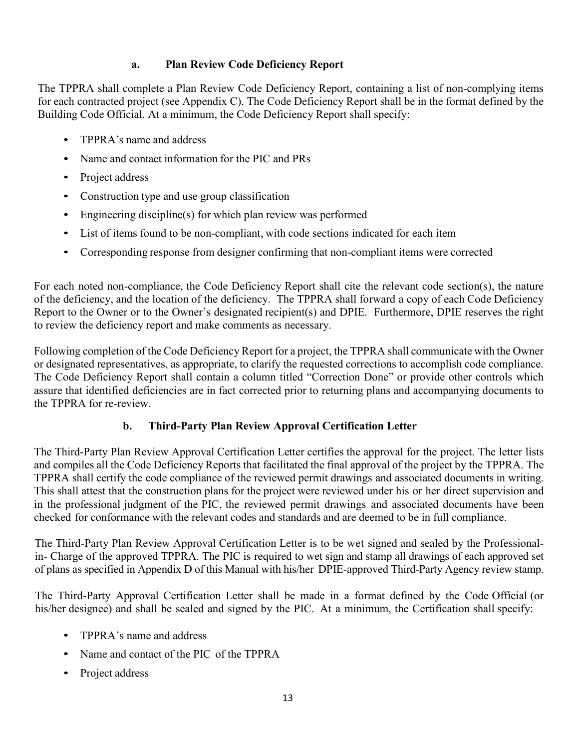#### a. Plan Review Code Deficiency Report

The TPPRA shall complete a Plan Review Code Deficiency Report, containing a list of non-complying items for each contracted project (see Appendix C). The Code Deficiency Report shall be in the format defined by the Building Code Official. At a minimum, the Code Deficiency Report shall specify:

- TPPRA's name and address
- Name and contact information for the PIC and PRs
- Project address
- Construction type and use group classification
- Engineering discipline(s) for which plan review was performed
- List of items found to be non-compliant, with code sections indicated for each item
- Corresponding response from designer confirming that non-compliant items were corrected

For each noted non-compliance, the Code Deficiency Report shall cite the relevant code section(s), the nature of the deficiency, and the location of the deficiency. The TPPRA shall forward a copy of each Code Deficiency Report to the Owner or to the Owner's designated recipient(s) and DPIE. Furthermore, DPIE reserves the right to review the deficiency report and make comments as necessary.

Following completion of the Code Deficiency Report for a project, the TPPRA shall communicate with the Owner or designated representatives, as appropriate, to clarify the requested corrections to accomplish code compliance. The Code Deficiency Report shall contain a column titled "Correction Done" or provide other controls which assure that identified deficiencies are in fact corrected prior to returning plans and accompanying documents to the TPPRA for re-review.

#### b. Third-Party Plan Review Approval Certification Letter

The Third-Party Plan Review Approval Certification Letter certifies the approval for the project. The letter lists and compiles all the Code Deficiency Reports that facilitated the final approval of the project by the TPPRA. The TPPRA shall certify the code compliance of the reviewed permit drawings and associated documents in writing. This shall attest that the construction plans for the project were reviewed under his or her direct supervision and in the professional judgment of the PIC, the reviewed permit drawings and associated documents have been checked for conformance with the relevant codes and standards and are deemed to be in full compliance.

The Third-Party Plan Review Approval Certification Letter is to be wet signed and sealed by the Professional-in- Charge of the approved TPPRA. The PIC is required to wet sign and stamp all drawings of each approved set of plans as specified in Appendix D of this Manual with his/her DPIE-approved Third-Party Agency review stamp.

The Third-Party Approval Certification Letter shall be made in a format defined by the Code Official (or his/her designee) and shall be sealed and signed by the PIC. At a minimum, the Certification shall specify:

- TPPRA's name and address
- Name and contact of the PIC of the TPPRA
- Project address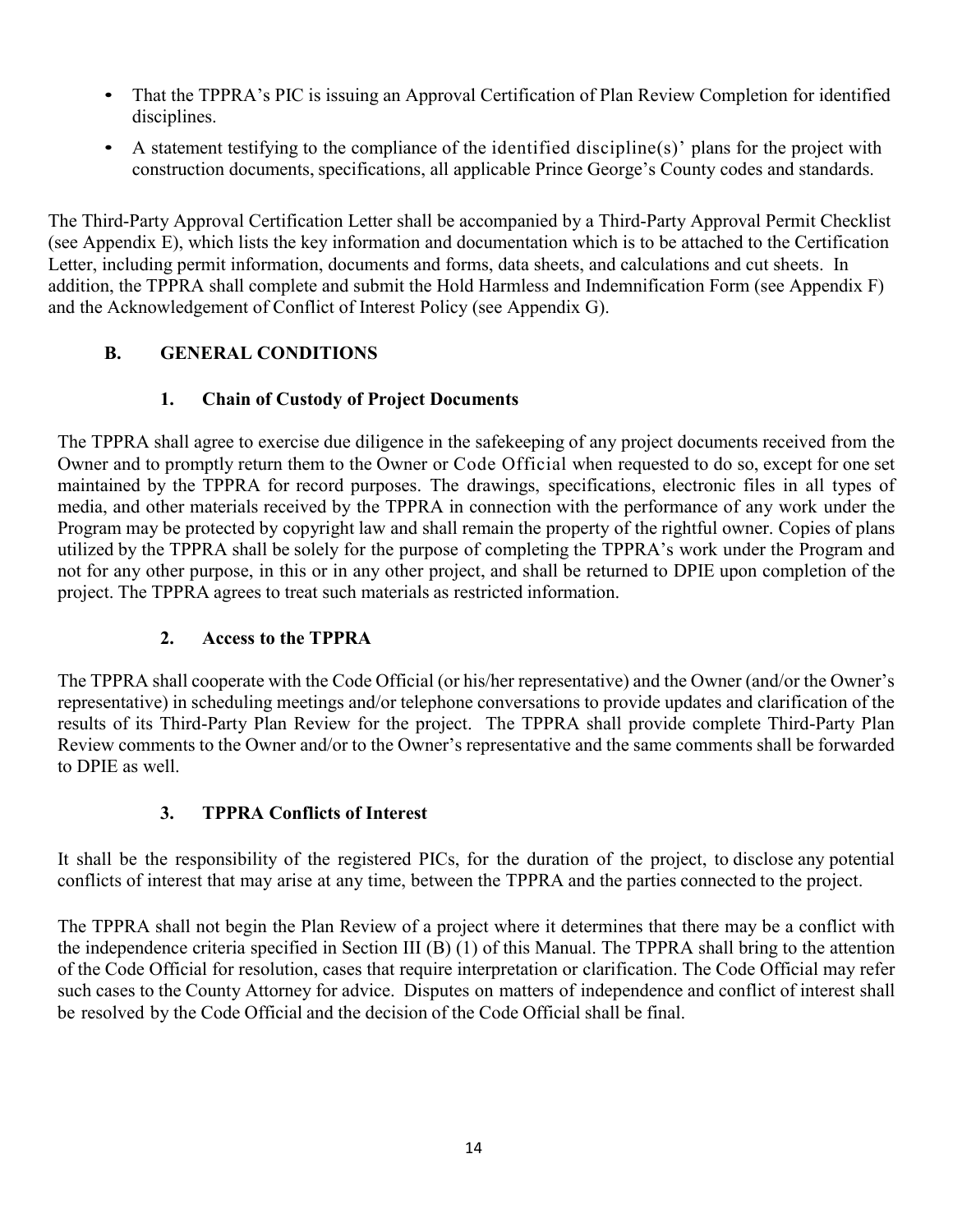- That the TPPRA's PIC is issuing an Approval Certification of Plan Review Completion for identified disciplines.
- A statement testifying to the compliance of the identified discipline(s)' plans for the project with construction documents, specifications, all applicable Prince George's County codes and standards.

The Third-Party Approval Certification Letter shall be accompanied by a Third-Party Approval Permit Checklist (see Appendix E), which lists the key information and documentation which is to be attached to the Certification Letter, including permit information, documents and forms, data sheets, and calculations and cut sheets. In addition, the TPPRA shall complete and submit the Hold Harmless and Indemnification Form (see Appendix F) and the Acknowledgement of Conflict of Interest Policy (see Appendix G).

## B. GENERAL CONDITIONS

### 1. Chain of Custody of Project Documents

The TPPRA shall agree to exercise due diligence in the safekeeping of any project documents received from the Owner and to promptly return them to the Owner or Code Official when requested to do so, except for one set maintained by the TPPRA for record purposes. The drawings, specifications, electronic files in all types of media, and other materials received by the TPPRA in connection with the performance of any work under the Program may be protected by copyright law and shall remain the property of the rightful owner. Copies of plans utilized by the TPPRA shall be solely for the purpose of completing the TPPRA's work under the Program and not for any other purpose, in this or in any other project, and shall be returned to DPIE upon completion of the project. The TPPRA agrees to treat such materials as restricted information.

### 2. Access to the TPPRA

The TPPRA shall cooperate with the Code Official (or his/her representative) and the Owner (and/or the Owner's representative) in scheduling meetings and/or telephone conversations to provide updates and clarification of the results of its Third-Party Plan Review for the project. The TPPRA shall provide complete Third-Party Plan Review comments to the Owner and/or to the Owner's representative and the same comments shall be forwarded to DPIE as well.

### 3. TPPRA Conflicts of Interest

It shall be the responsibility of the registered PICs, for the duration of the project, to disclose any potential conflicts of interest that may arise at any time, between the TPPRA and the parties connected to the project.

The TPPRA shall not begin the Plan Review of a project where it determines that there may be a conflict with the independence criteria specified in Section III (B) (1) of this Manual. The TPPRA shall bring to the attention of the Code Official for resolution, cases that require interpretation or clarification. The Code Official may refer such cases to the County Attorney for advice. Disputes on matters of independence and conflict of interest shall be resolved by the Code Official and the decision of the Code Official shall be final.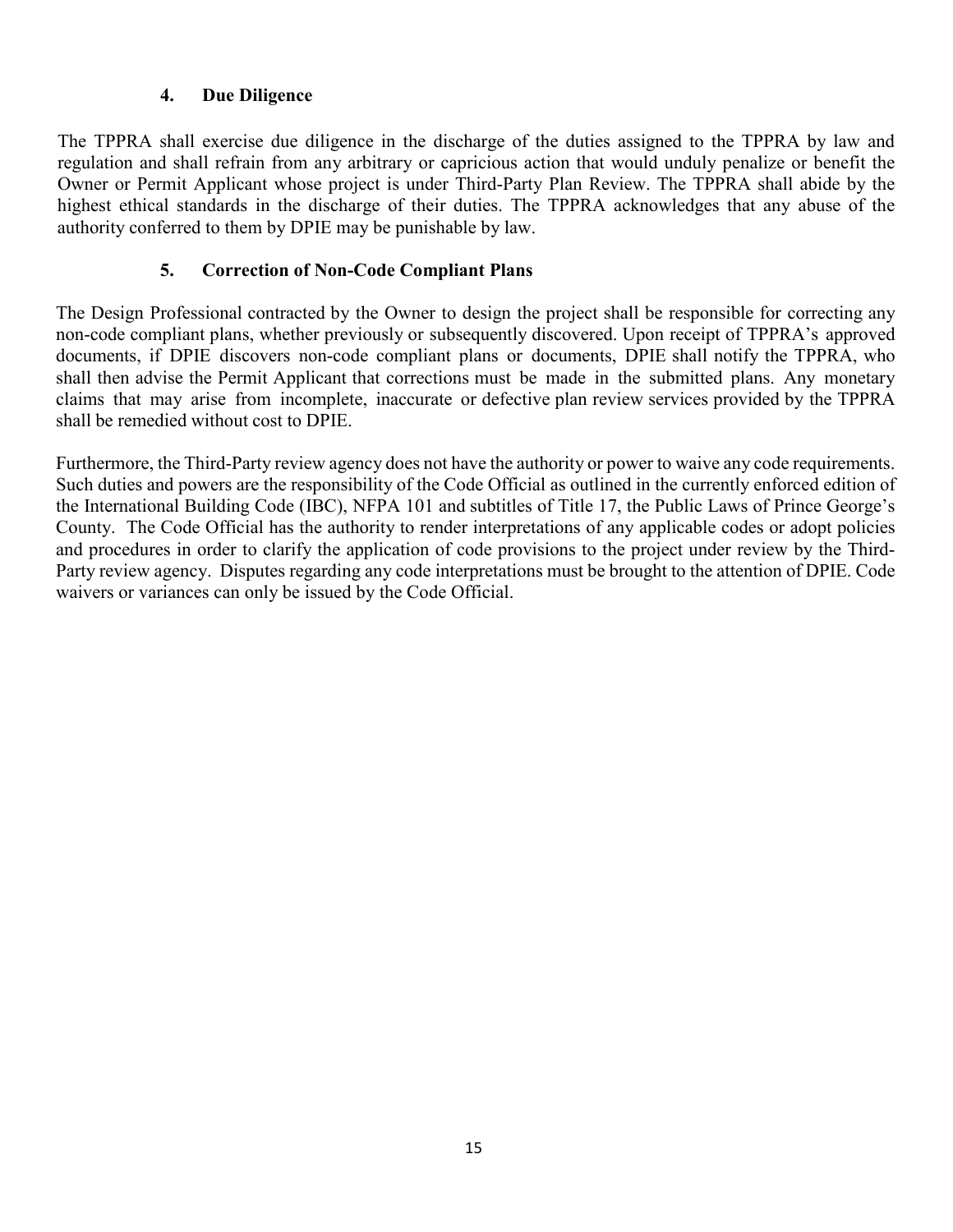### 4. Due Diligence

The TPPRA shall exercise due diligence in the discharge of the duties assigned to the TPPRA by law and regulation and shall refrain from any arbitrary or capricious action that would unduly penalize or benefit the Owner or Permit Applicant whose project is under Third-Party Plan Review. The TPPRA shall abide by the highest ethical standards in the discharge of their duties. The TPPRA acknowledges that any abuse of the authority conferred to them by DPIE may be punishable by law.

### 5. Correction of Non-Code Compliant Plans

The Design Professional contracted by the Owner to design the project shall be responsible for correcting any non-code compliant plans, whether previously or subsequently discovered. Upon receipt of TPPRA's approved documents, if DPIE discovers non-code compliant plans or documents, DPIE shall notify the TPPRA, who shall then advise the Permit Applicant that corrections must be made in the submitted plans. Any monetary claims that may arise from incomplete, inaccurate or defective plan review services provided by the TPPRA shall be remedied without cost to DPIE.

Furthermore, the Third-Party review agency does not have the authority or power to waive any code requirements. Such duties and powers are the responsibility of the Code Official as outlined in the currently enforced edition of the International Building Code (IBC), NFPA 101 and subtitles of Title 17, the Public Laws of Prince George's County. The Code Official has the authority to render interpretations of any applicable codes or adopt policies and procedures in order to clarify the application of code provisions to the project under review by the Third-Party review agency. Disputes regarding any code interpretations must be brought to the attention of DPIE. Code waivers or variances can only be issued by the Code Official.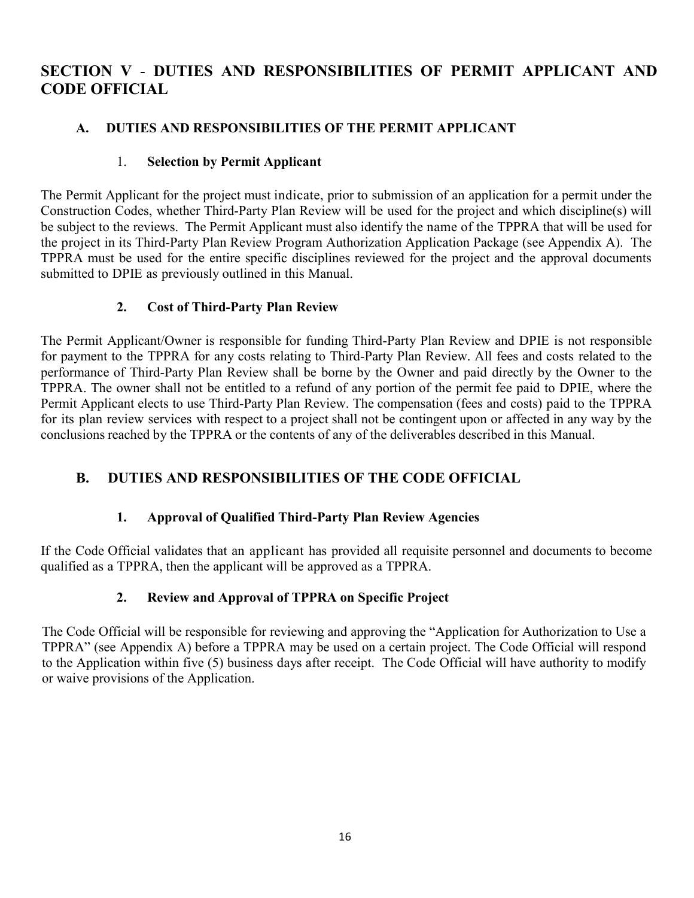## SECTION V - DUTIES AND RESPONSIBILITIES OF PERMIT APPLICANT AND CODE OFFICIAL

### A. DUTIES AND RESPONSIBILITIES OF THE PERMIT APPLICANT

#### 1. Selection by Permit Applicant

The Permit Applicant for the project must indicate, prior to submission of an application for a permit under the Construction Codes, whether Third-Party Plan Review will be used for the project and which discipline(s) will be subject to the reviews. The Permit Applicant must also identify the name of the TPPRA that will be used for the project in its Third-Party Plan Review Program Authorization Application Package (see Appendix A). The TPPRA must be used for the entire specific disciplines reviewed for the project and the approval documents submitted to DPIE as previously outlined in this Manual.

#### 2. Cost of Third-Party Plan Review

The Permit Applicant/Owner is responsible for funding Third-Party Plan Review and DPIE is not responsible for payment to the TPPRA for any costs relating to Third-Party Plan Review. All fees and costs related to the performance of Third-Party Plan Review shall be borne by the Owner and paid directly by the Owner to the TPPRA. The owner shall not be entitled to a refund of any portion of the permit fee paid to DPIE, where the Permit Applicant elects to use Third-Party Plan Review. The compensation (fees and costs) paid to the TPPRA for its plan review services with respect to a project shall not be contingent upon or affected in any way by the conclusions reached by the TPPRA or the contents of any of the deliverables described in this Manual.

### B. DUTIES AND RESPONSIBILITIES OF THE CODE OFFICIAL

#### 1. Approval of Qualified Third-Party Plan Review Agencies

If the Code Official validates that an applicant has provided all requisite personnel and documents to become qualified as a TPPRA, then the applicant will be approved as a TPPRA.

#### 2. Review and Approval of TPPRA on Specific Project

The Code Official will be responsible for reviewing and approving the "Application for Authorization to Use a TPPRA" (see Appendix A) before a TPPRA may be used on a certain project. The Code Official will respond to the Application within five (5) business days after receipt. The Code Official will have authority to modify or waive provisions of the Application.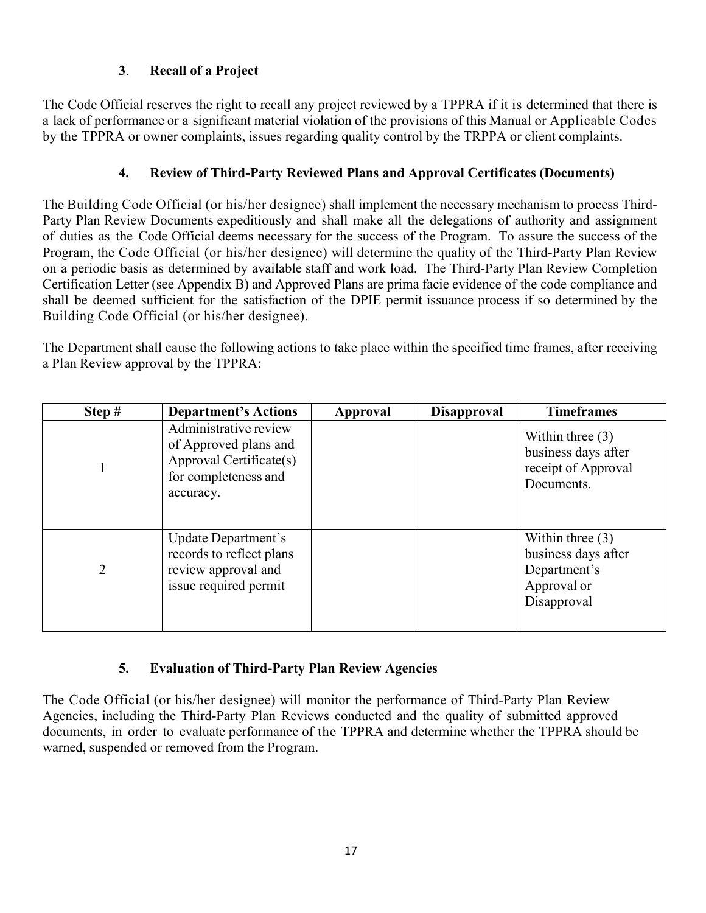### 3. Recall of a Project

The Code Official reserves the right to recall any project reviewed by a TPPRA if it is determined that there is a lack of performance or a significant material violation of the provisions of this Manual or Applicable Codes by the TPPRA or owner complaints, issues regarding quality control by the TRPPA or client complaints.

### 4. Review of Third-Party Reviewed Plans and Approval Certificates (Documents)

The Building Code Official (or his/her designee) shall implement the necessary mechanism to process Third-Party Plan Review Documents expeditiously and shall make all the delegations of authority and assignment of duties as the Code Official deems necessary for the success of the Program. To assure the success of the Program, the Code Official (or his/her designee) will determine the quality of the Third-Party Plan Review on a periodic basis as determined by available staff and work load. The Third-Party Plan Review Completion Certification Letter (see Appendix B) and Approved Plans are prima facie evidence of the code compliance and shall be deemed sufficient for the satisfaction of the DPIE permit issuance process if so determined by the Building Code Official (or his/her designee).

The Department shall cause the following actions to take place within the specified time frames, after receiving a Plan Review approval by the TPPRA:

| Step # | Department's Actions | Approval | Disapproval | Timeframes |
|---|---|---|---|---|
| 1 | Administrative review of Approved plans and Approval Certificate(s) for completeness and accuracy. | | | Within three (3) business days after receipt of Approval Documents. |
| 2 | Update Department's records to reflect plans review approval and issue required permit | | | Within three (3) business days after Department's Approval or Disapproval |

### 5. Evaluation of Third-Party Plan Review Agencies

The Code Official (or his/her designee) will monitor the performance of Third-Party Plan Review Agencies, including the Third-Party Plan Reviews conducted and the quality of submitted approved documents, in order to evaluate performance of the TPPRA and determine whether the TPPRA should be warned, suspended or removed from the Program.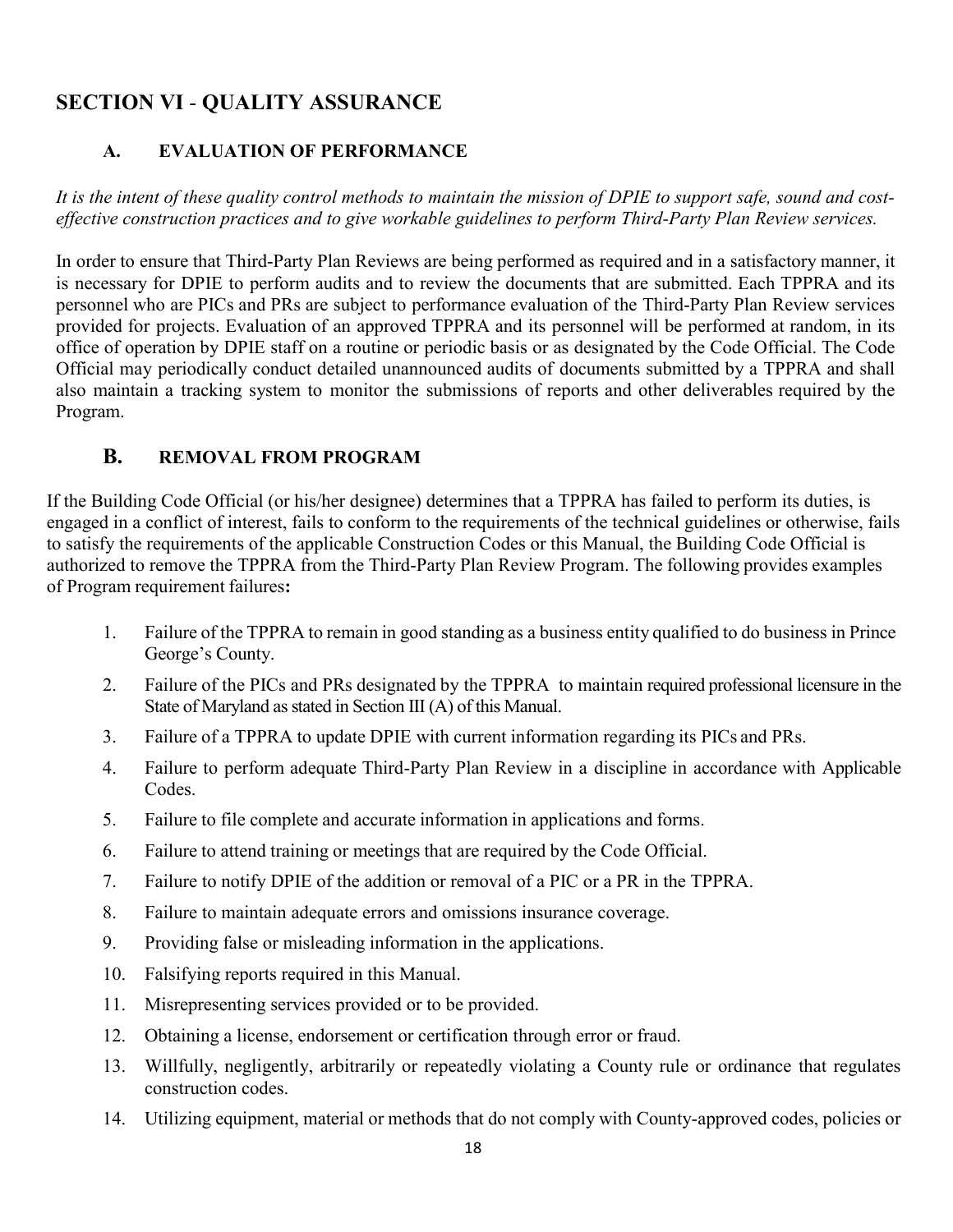# SECTION VI - QUALITY ASSURANCE

## A. EVALUATION OF PERFORMANCE

*It is the intent of these quality control methods to maintain the mission of DPIE to support safe, sound and cost-effective construction practices and to give workable guidelines to perform Third-Party Plan Review services.*

In order to ensure that Third-Party Plan Reviews are being performed as required and in a satisfactory manner, it is necessary for DPIE to perform audits and to review the documents that are submitted. Each TPPRA and its personnel who are PICs and PRs are subject to performance evaluation of the Third-Party Plan Review services provided for projects. Evaluation of an approved TPPRA and its personnel will be performed at random, in its office of operation by DPIE staff on a routine or periodic basis or as designated by the Code Official. The Code Official may periodically conduct detailed unannounced audits of documents submitted by a TPPRA and shall also maintain a tracking system to monitor the submissions of reports and other deliverables required by the Program.

## B. REMOVAL FROM PROGRAM

If the Building Code Official (or his/her designee) determines that a TPPRA has failed to perform its duties, is engaged in a conflict of interest, fails to conform to the requirements of the technical guidelines or otherwise, fails to satisfy the requirements of the applicable Construction Codes or this Manual, the Building Code Official is authorized to remove the TPPRA from the Third-Party Plan Review Program. The following provides examples of Program requirement failures**:**

1. Failure of the TPPRA to remain in good standing as a business entity qualified to do business in Prince George's County.
2. Failure of the PICs and PRs designated by the TPPRA to maintain required professional licensure in the State of Maryland as stated in Section III (A) of this Manual.
3. Failure of a TPPRA to update DPIE with current information regarding its PICs and PRs.
4. Failure to perform adequate Third-Party Plan Review in a discipline in accordance with Applicable Codes.
5. Failure to file complete and accurate information in applications and forms.
6. Failure to attend training or meetings that are required by the Code Official.
7. Failure to notify DPIE of the addition or removal of a PIC or a PR in the TPPRA.
8. Failure to maintain adequate errors and omissions insurance coverage.
9. Providing false or misleading information in the applications.
10. Falsifying reports required in this Manual.
11. Misrepresenting services provided or to be provided.
12. Obtaining a license, endorsement or certification through error or fraud.
13. Willfully, negligently, arbitrarily or repeatedly violating a County rule or ordinance that regulates construction codes.
14. Utilizing equipment, material or methods that do not comply with County-approved codes, policies or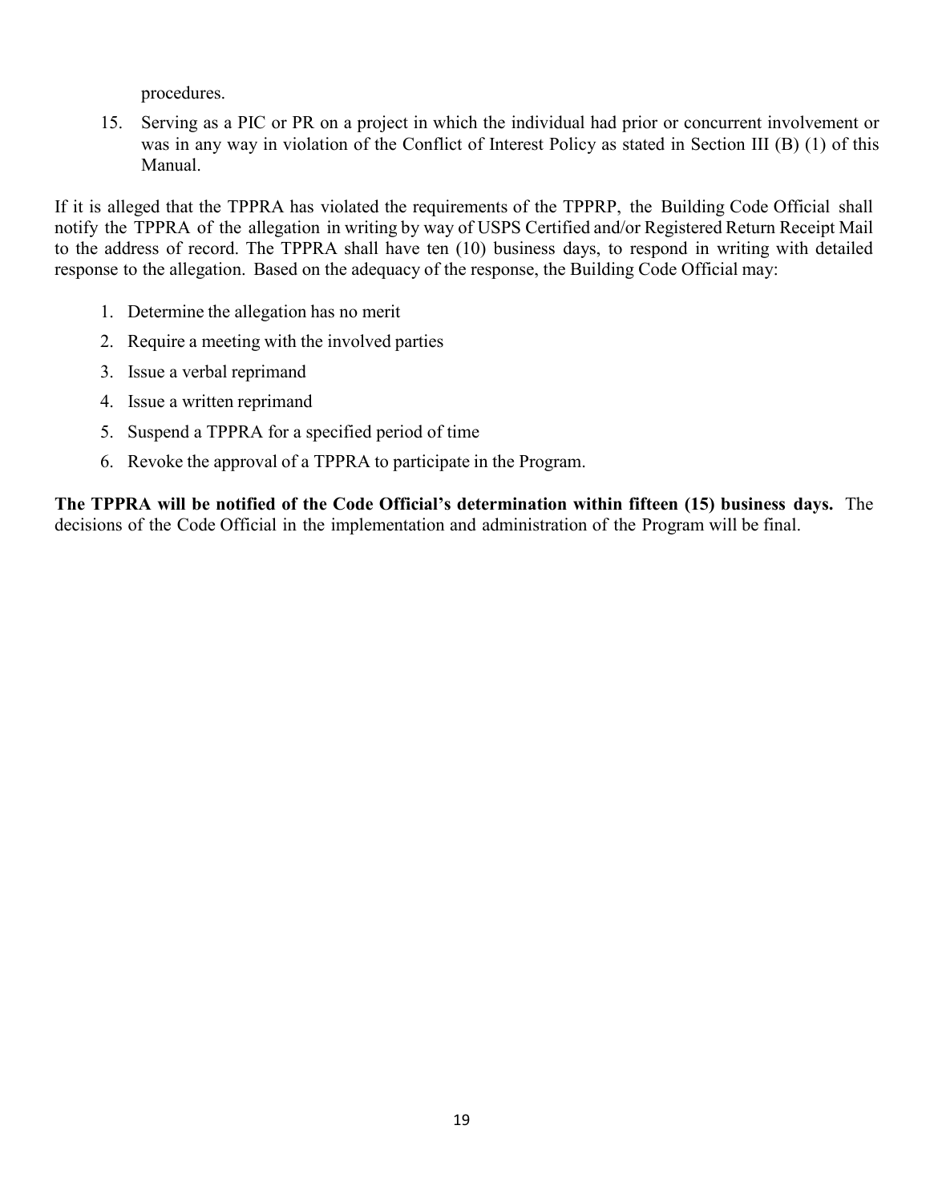procedures.

15. Serving as a PIC or PR on a project in which the individual had prior or concurrent involvement or was in any way in violation of the Conflict of Interest Policy as stated in Section III (B) (1) of this Manual.

If it is alleged that the TPPRA has violated the requirements of the TPPRP, the Building Code Official shall notify the TPPRA of the allegation in writing by way of USPS Certified and/or Registered Return Receipt Mail to the address of record. The TPPRA shall have ten (10) business days, to respond in writing with detailed response to the allegation. Based on the adequacy of the response, the Building Code Official may:

1. Determine the allegation has no merit
2. Require a meeting with the involved parties
3. Issue a verbal reprimand
4. Issue a written reprimand
5. Suspend a TPPRA for a specified period of time
6. Revoke the approval of a TPPRA to participate in the Program.

**The TPPRA will be notified of the Code Official's determination within fifteen (15) business days.** The decisions of the Code Official in the implementation and administration of the Program will be final.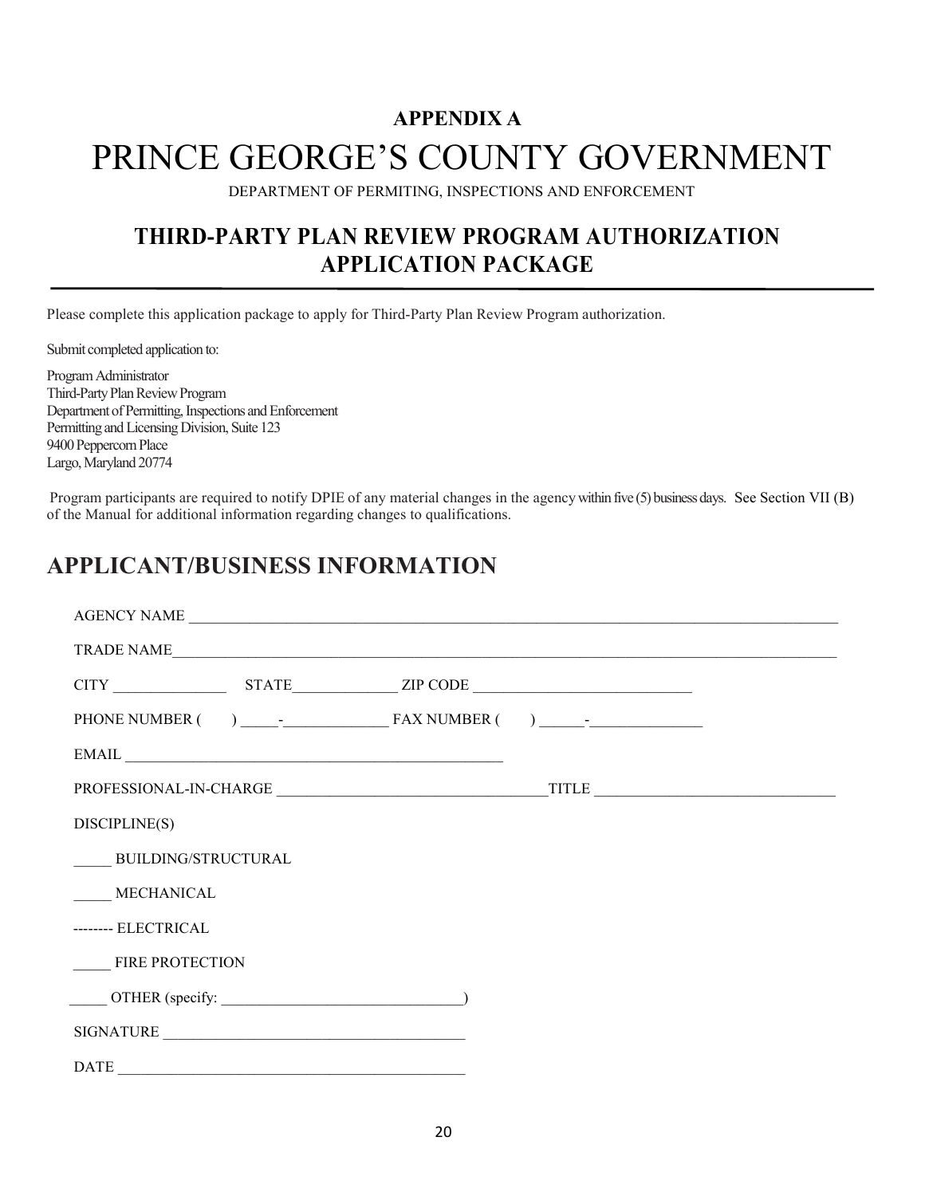**APPENDIX A**

# PRINCE GEORGE'S COUNTY GOVERNMENT

DEPARTMENT OF PERMITING, INSPECTIONS AND ENFORCEMENT

## THIRD-PARTY PLAN REVIEW PROGRAM AUTHORIZATION APPLICATION PACKAGE

---

Please complete this application package to apply for Third-Party Plan Review Program authorization.

Submit completed application to:

Program Administrator
Third-Party Plan Review Program
Department of Permitting, Inspections and Enforcement
Permitting and Licensing Division, Suite 123
9400 Peppercorn Place
Largo, Maryland 20774

Program participants are required to notify DPIE of any material changes in the agency within five (5) business days. See Section VII (B) of the Manual for additional information regarding changes to qualifications.

## APPLICANT/BUSINESS INFORMATION

AGENCY NAME ______________________________________________________________________________

TRADE NAME______________________________________________________________________________

CITY _______________ STATE_____________ ZIP CODE ____________________________

PHONE NUMBER ( ) _____-_____________ FAX NUMBER ( ) ______-______________

EMAIL _________________________________________________

PROFESSIONAL-IN-CHARGE ___________________________________TITLE _____________________________

DISCIPLINE(S)

_____ BUILDING/STRUCTURAL

_____ MECHANICAL

-------- ELECTRICAL

_____ FIRE PROTECTION

_____ OTHER (specify: _______________________________)

SIGNATURE ______________________________________

DATE _____________________________________________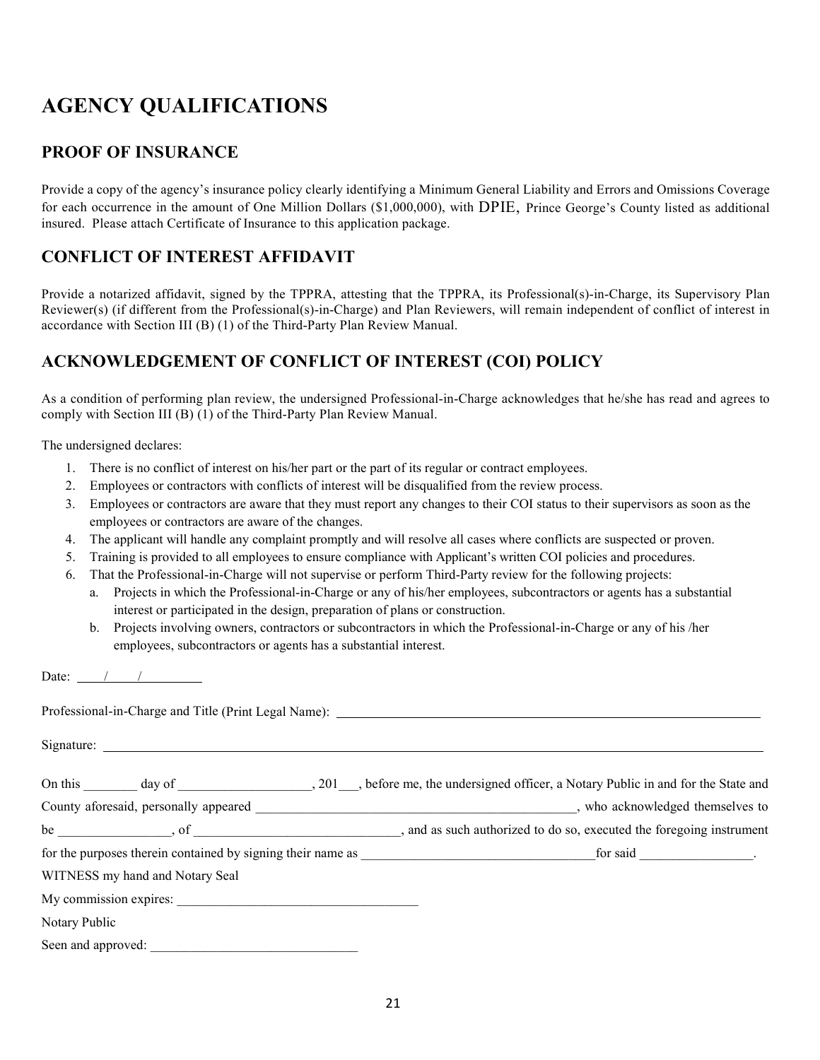# AGENCY QUALIFICATIONS

## PROOF OF INSURANCE

Provide a copy of the agency's insurance policy clearly identifying a Minimum General Liability and Errors and Omissions Coverage for each occurrence in the amount of One Million Dollars ($1,000,000), with DPIE, Prince George's County listed as additional insured. Please attach Certificate of Insurance to this application package.

## CONFLICT OF INTEREST AFFIDAVIT

Provide a notarized affidavit, signed by the TPPRA, attesting that the TPPRA, its Professional(s)-in-Charge, its Supervisory Plan Reviewer(s) (if different from the Professional(s)-in-Charge) and Plan Reviewers, will remain independent of conflict of interest in accordance with Section III (B) (1) of the Third-Party Plan Review Manual.

## ACKNOWLEDGEMENT OF CONFLICT OF INTEREST (COI) POLICY

As a condition of performing plan review, the undersigned Professional-in-Charge acknowledges that he/she has read and agrees to comply with Section III (B) (1) of the Third-Party Plan Review Manual.

The undersigned declares:

1. There is no conflict of interest on his/her part or the part of its regular or contract employees.
2. Employees or contractors with conflicts of interest will be disqualified from the review process.
3. Employees or contractors are aware that they must report any changes to their COI status to their supervisors as soon as the employees or contractors are aware of the changes.
4. The applicant will handle any complaint promptly and will resolve all cases where conflicts are suspected or proven.
5. Training is provided to all employees to ensure compliance with Applicant's written COI policies and procedures.
6. That the Professional-in-Charge will not supervise or perform Third-Party review for the following projects:
   a. Projects in which the Professional-in-Charge or any of his/her employees, subcontractors or agents has a substantial interest or participated in the design, preparation of plans or construction.
   b. Projects involving owners, contractors or subcontractors in which the Professional-in-Charge or any of his /her employees, subcontractors or agents has a substantial interest.

Date: ____/____/________

Professional-in-Charge and Title (Print Legal Name): ________________________________________

Signature: ________________________________________________________________

On this ________ day of ____________________, 201___, before me, the undersigned officer, a Notary Public in and for the State and County aforesaid, personally appeared _________________________________________________, who acknowledged themselves to be _________________, of ______________________________, and as such authorized to do so, executed the foregoing instrument for the purposes therein contained by signing their name as ___________________________________for said _________________.

WITNESS my hand and Notary Seal

My commission expires: ____________________________________

Notary Public

Seen and approved: _______________________________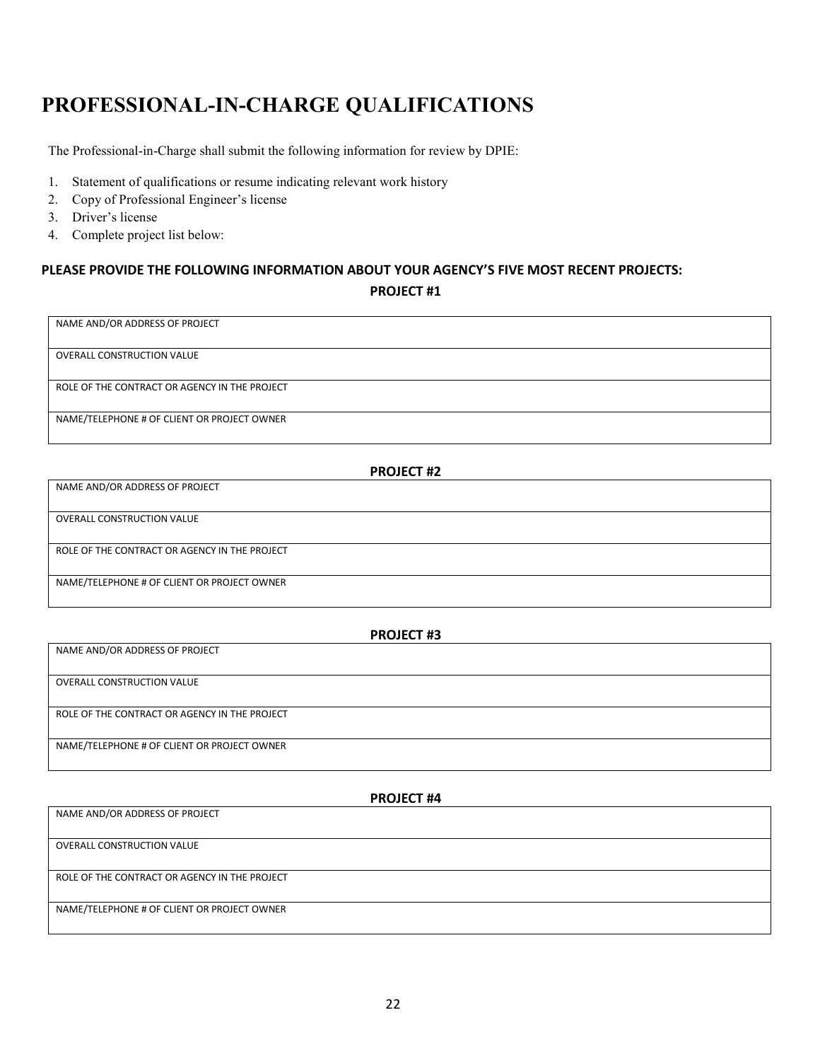# PROFESSIONAL-IN-CHARGE QUALIFICATIONS

The Professional-in-Charge shall submit the following information for review by DPIE:

1. Statement of qualifications or resume indicating relevant work history
2. Copy of Professional Engineer's license
3. Driver's license
4. Complete project list below:

**PLEASE PROVIDE THE FOLLOWING INFORMATION ABOUT YOUR AGENCY'S FIVE MOST RECENT PROJECTS:**

**PROJECT #1**

| NAME AND/OR ADDRESS OF PROJECT |
|---|
| OVERALL CONSTRUCTION VALUE |
| ROLE OF THE CONTRACT OR AGENCY IN THE PROJECT |
| NAME/TELEPHONE # OF CLIENT OR PROJECT OWNER |

**PROJECT #2**

| NAME AND/OR ADDRESS OF PROJECT |
|---|
| OVERALL CONSTRUCTION VALUE |
| ROLE OF THE CONTRACT OR AGENCY IN THE PROJECT |
| NAME/TELEPHONE # OF CLIENT OR PROJECT OWNER |

**PROJECT #3**

| NAME AND/OR ADDRESS OF PROJECT |
|---|
| OVERALL CONSTRUCTION VALUE |
| ROLE OF THE CONTRACT OR AGENCY IN THE PROJECT |
| NAME/TELEPHONE # OF CLIENT OR PROJECT OWNER |

**PROJECT #4**

| NAME AND/OR ADDRESS OF PROJECT |
|---|
| OVERALL CONSTRUCTION VALUE |
| ROLE OF THE CONTRACT OR AGENCY IN THE PROJECT |
| NAME/TELEPHONE # OF CLIENT OR PROJECT OWNER |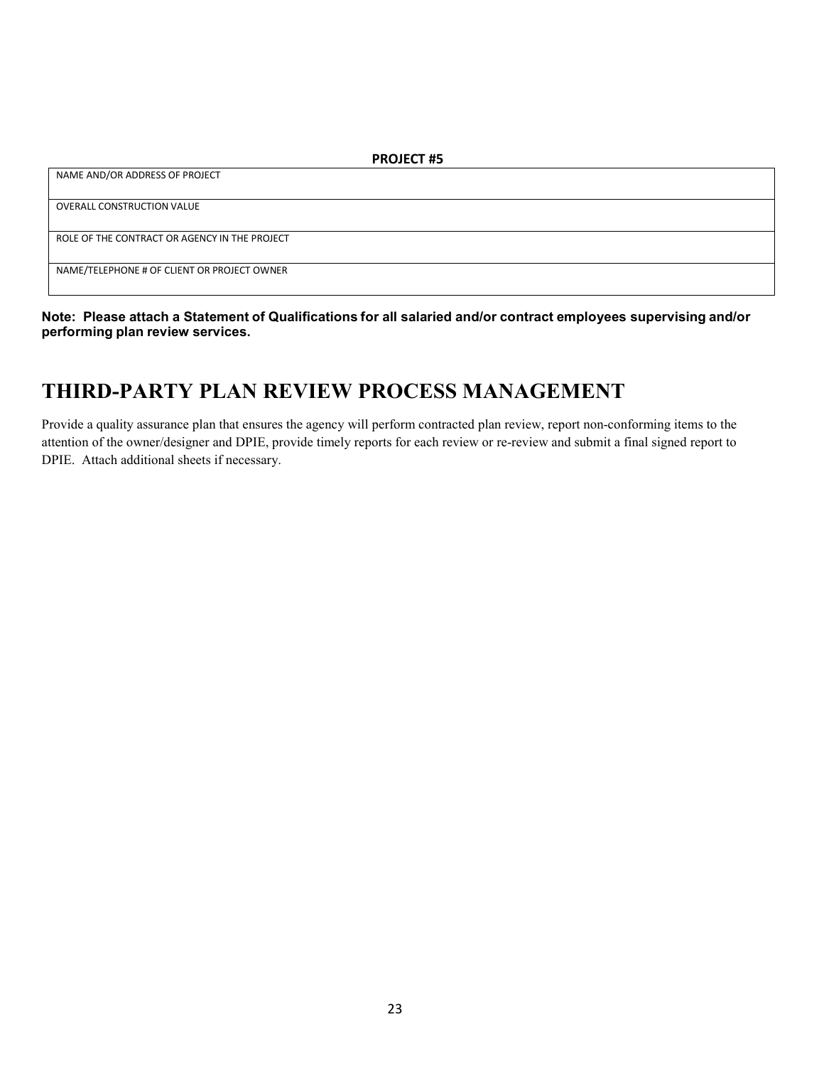**PROJECT #5**

| NAME AND/OR ADDRESS OF PROJECT |
| --- |
| OVERALL CONSTRUCTION VALUE |
| ROLE OF THE CONTRACT OR AGENCY IN THE PROJECT |
| NAME/TELEPHONE # OF CLIENT OR PROJECT OWNER |

**Note: Please attach a Statement of Qualifications for all salaried and/or contract employees supervising and/or performing plan review services.**

# THIRD-PARTY PLAN REVIEW PROCESS MANAGEMENT

Provide a quality assurance plan that ensures the agency will perform contracted plan review, report non-conforming items to the attention of the owner/designer and DPIE, provide timely reports for each review or re-review and submit a final signed report to DPIE. Attach additional sheets if necessary.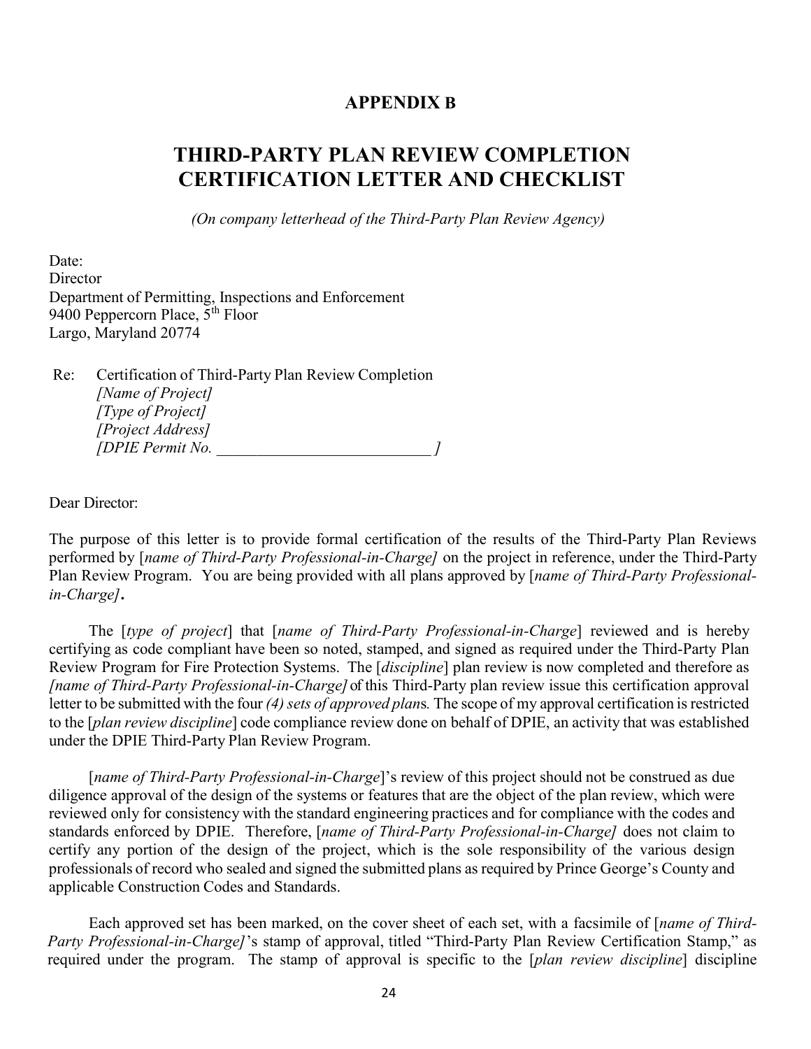## APPENDIX B

# THIRD-PARTY PLAN REVIEW COMPLETION CERTIFICATION LETTER AND CHECKLIST

*(On company letterhead of the Third-Party Plan Review Agency)*

Date:
Director
Department of Permitting, Inspections and Enforcement
9400 Peppercorn Place, 5th Floor
Largo, Maryland 20774

Re: Certification of Third-Party Plan Review Completion
*[Name of Project]*
*[Type of Project]*
*[Project Address]*
*[DPIE Permit No. \_\_\_\_\_\_\_\_\_\_\_\_\_\_\_\_\_\_\_\_\_\_\_\_\_\_\_\_ ]*

Dear Director:

The purpose of this letter is to provide formal certification of the results of the Third-Party Plan Reviews performed by [*name of Third-Party Professional-in-Charge]* on the project in reference, under the Third-Party Plan Review Program. You are being provided with all plans approved by [*name of Third-Party Professional-in-Charge]***.**

The [*type of project*] that [*name of Third-Party Professional-in-Charge*] reviewed and is hereby certifying as code compliant have been so noted, stamped, and signed as required under the Third-Party Plan Review Program for Fire Protection Systems. The [*discipline*] plan review is now completed and therefore as *[name of Third-Party Professional-in-Charge]* of this Third-Party plan review issue this certification approval letter to be submitted with the four *(4) sets of approved plan*s. The scope of my approval certification is restricted to the [*plan review discipline*] code compliance review done on behalf of DPIE, an activity that was established under the DPIE Third-Party Plan Review Program.

[*name of Third-Party Professional-in-Charge*]'s review of this project should not be construed as due diligence approval of the design of the systems or features that are the object of the plan review, which were reviewed only for consistency with the standard engineering practices and for compliance with the codes and standards enforced by DPIE. Therefore, [*name of Third-Party Professional-in-Charge]* does not claim to certify any portion of the design of the project, which is the sole responsibility of the various design professionals of record who sealed and signed the submitted plans as required by Prince George's County and applicable Construction Codes and Standards.

Each approved set has been marked, on the cover sheet of each set, with a facsimile of [*name of Third-Party Professional-in-Charge]*'s stamp of approval, titled "Third-Party Plan Review Certification Stamp," as required under the program. The stamp of approval is specific to the [*plan review discipline*] discipline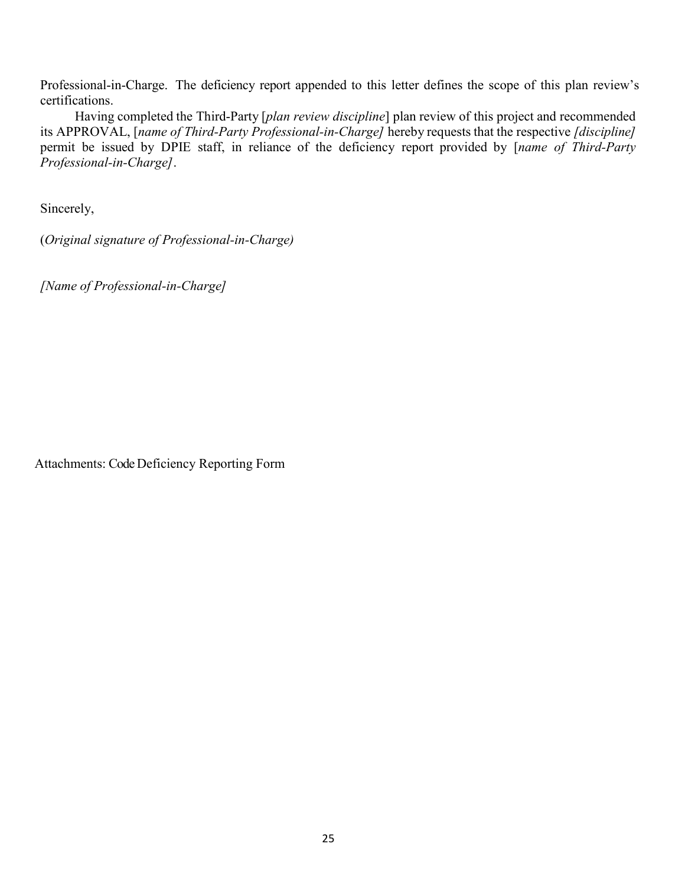Professional-in-Charge. The deficiency report appended to this letter defines the scope of this plan review's certifications.

Having completed the Third-Party [*plan review discipline*] plan review of this project and recommended its APPROVAL, [*name of Third-Party Professional-in-Charge]* hereby requests that the respective *[discipline]* permit be issued by DPIE staff, in reliance of the deficiency report provided by [*name of Third-Party Professional-in-Charge]*.

Sincerely,

(*Original signature of Professional-in-Charge)*

*[Name of Professional-in-Charge]*

Attachments: Code Deficiency Reporting Form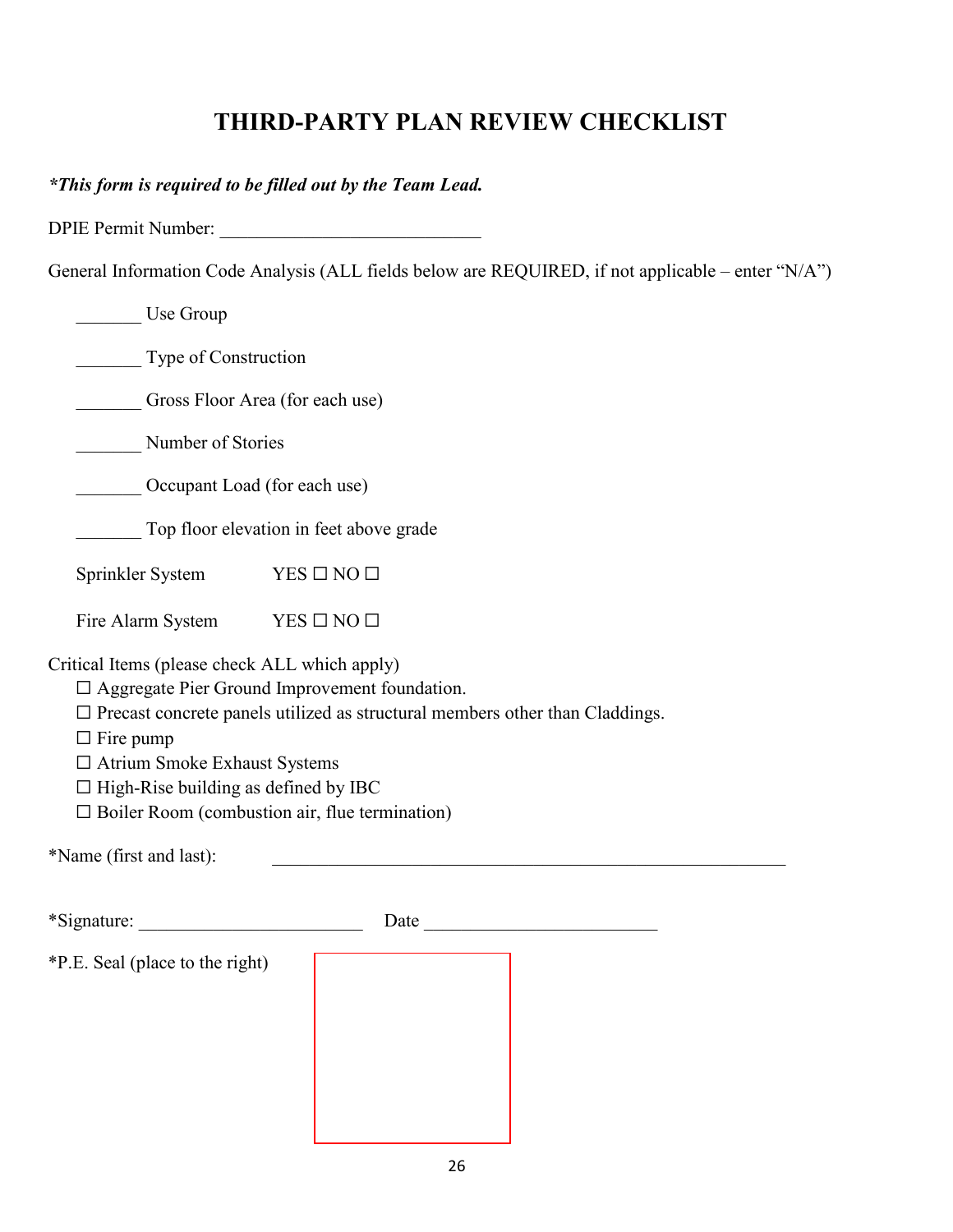# THIRD-PARTY PLAN REVIEW CHECKLIST

***This form is required to be filled out by the Team Lead.***

DPIE Permit Number: ___________________________

General Information Code Analysis (ALL fields below are REQUIRED, if not applicable – enter "N/A")

_______ Use Group

_______ Type of Construction

_______ Gross Floor Area (for each use)

_______ Number of Stories

_______ Occupant Load (for each use)

_______ Top floor elevation in feet above grade

Sprinkler System YES ☐ NO ☐

Fire Alarm System YES ☐ NO ☐

Critical Items (please check ALL which apply)

- ☐ Aggregate Pier Ground Improvement foundation.
- ☐ Precast concrete panels utilized as structural members other than Claddings.
- ☐ Fire pump
- ☐ Atrium Smoke Exhaust Systems
- ☐ High-Rise building as defined by IBC
- ☐ Boiler Room (combustion air, flue termination)

*Name (first and last): ________________________________________________________

*Signature: ________________________ Date ________________________

*P.E. Seal (place to the right)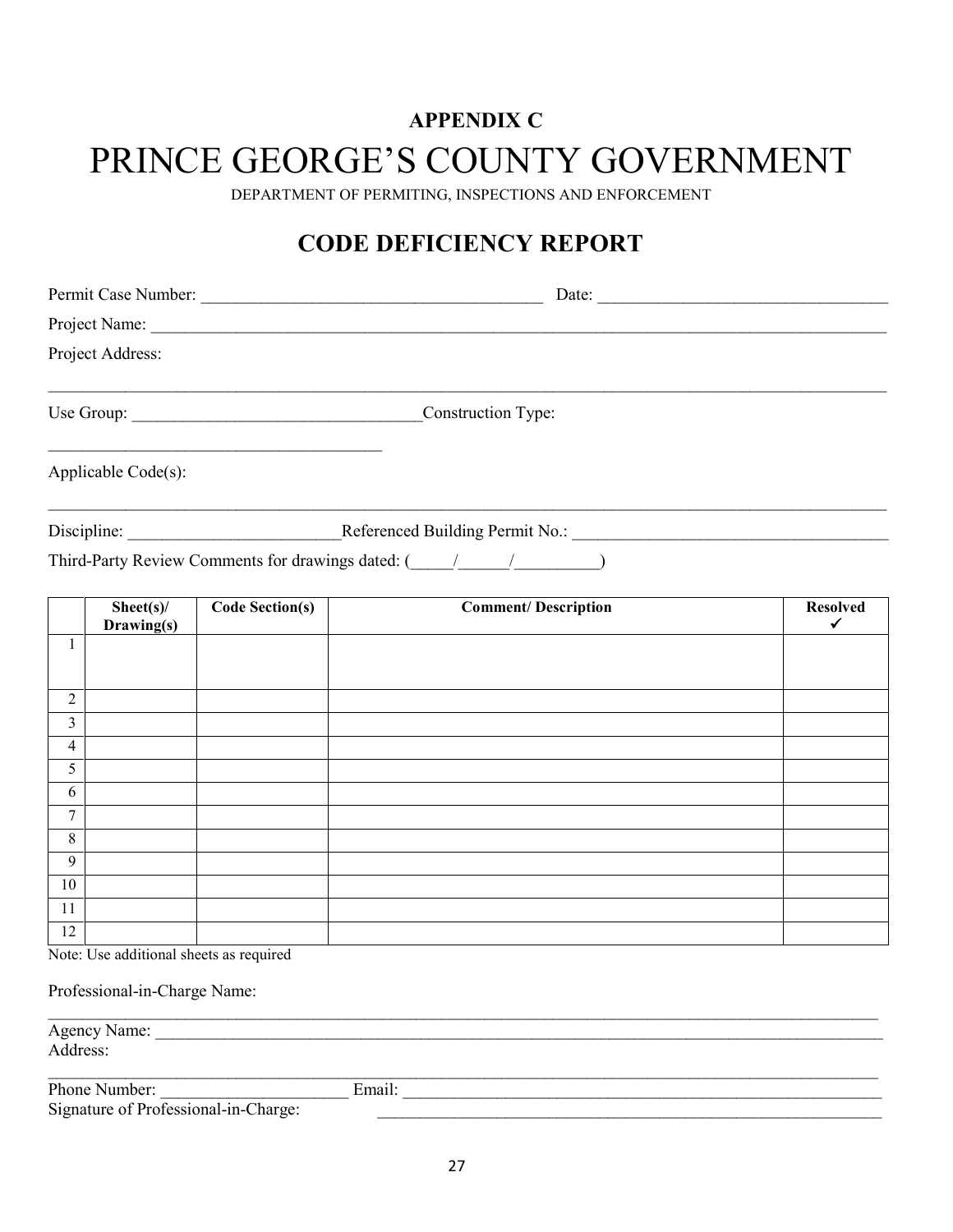**APPENDIX C**

# PRINCE GEORGE'S COUNTY GOVERNMENT

DEPARTMENT OF PERMITING, INSPECTIONS AND ENFORCEMENT

## CODE DEFICIENCY REPORT

Permit Case Number: ________________________________________ Date: __________________________________

Project Name: ______________________________________________________________________________________

Project Address:

____________________________________________________________________________________________________

Use Group: _________________________________Construction Type:

_______________________________________

Applicable Code(s):

____________________________________________________________________________________________________

Discipline: ________________________Referenced Building Permit No.: ____________________________________

Third-Party Review Comments for drawings dated: (_____/______/__________)

| | Sheet(s)/ Drawing(s) | Code Section(s) | Comment/ Description | Resolved ✓ |
|---|---|---|---|---|
| 1 | | | | |
| 2 | | | | |
| 3 | | | | |
| 4 | | | | |
| 5 | | | | |
| 6 | | | | |
| 7 | | | | |
| 8 | | | | |
| 9 | | | | |
| 10 | | | | |
| 11 | | | | |
| 12 | | | | |

Note: Use additional sheets as required

Professional-in-Charge Name:

____________________________________________________________________________________________________

Agency Name: _______________________________________________________________________________________

Address:

____________________________________________________________________________________________________

Phone Number: _____________________ Email: _________________________________________________________

Signature of Professional-in-Charge: _____________________________________________________________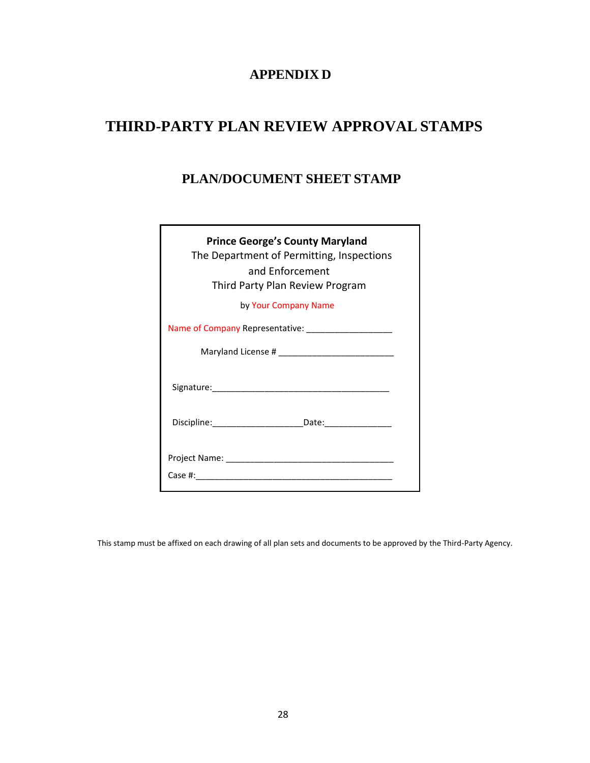# APPENDIX D

# THIRD-PARTY PLAN REVIEW APPROVAL STAMPS

## PLAN/DOCUMENT SHEET STAMP

**Prince George's County Maryland**
The Department of Permitting, Inspections and Enforcement
Third Party Plan Review Program

by Your Company Name

Name of Company Representative: __________________

Maryland License # _________________________

Signature:______________________________________

Discipline:____________________Date:______________

Project Name: ____________________________________

Case #:__________________________________________

This stamp must be affixed on each drawing of all plan sets and documents to be approved by the Third-Party Agency.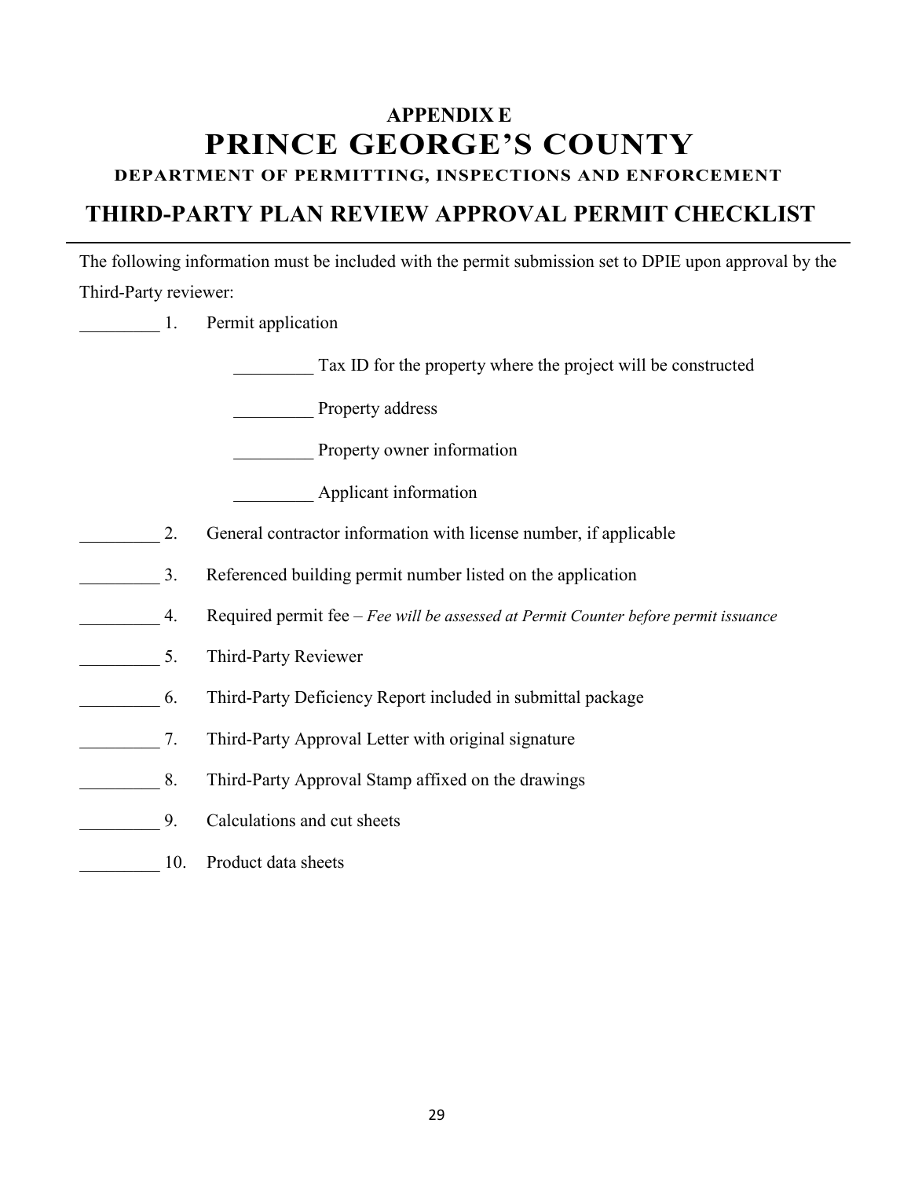# APPENDIX E
# PRINCE GEORGE'S COUNTY
### DEPARTMENT OF PERMITTING, INSPECTIONS AND ENFORCEMENT

## THIRD-PARTY PLAN REVIEW APPROVAL PERMIT CHECKLIST

---

The following information must be included with the permit submission set to DPIE upon approval by the Third-Party reviewer:

_________ 1. Permit application

- _________ Tax ID for the property where the project will be constructed
- _________ Property address
- _________ Property owner information
- _________ Applicant information

_________ 2. General contractor information with license number, if applicable

_________ 3. Referenced building permit number listed on the application

_________ 4. Required permit fee – *Fee will be assessed at Permit Counter before permit issuance*

_________ 5. Third-Party Reviewer

_________ 6. Third-Party Deficiency Report included in submittal package

_________ 7. Third-Party Approval Letter with original signature

_________ 8. Third-Party Approval Stamp affixed on the drawings

_________ 9. Calculations and cut sheets

_________ 10. Product data sheets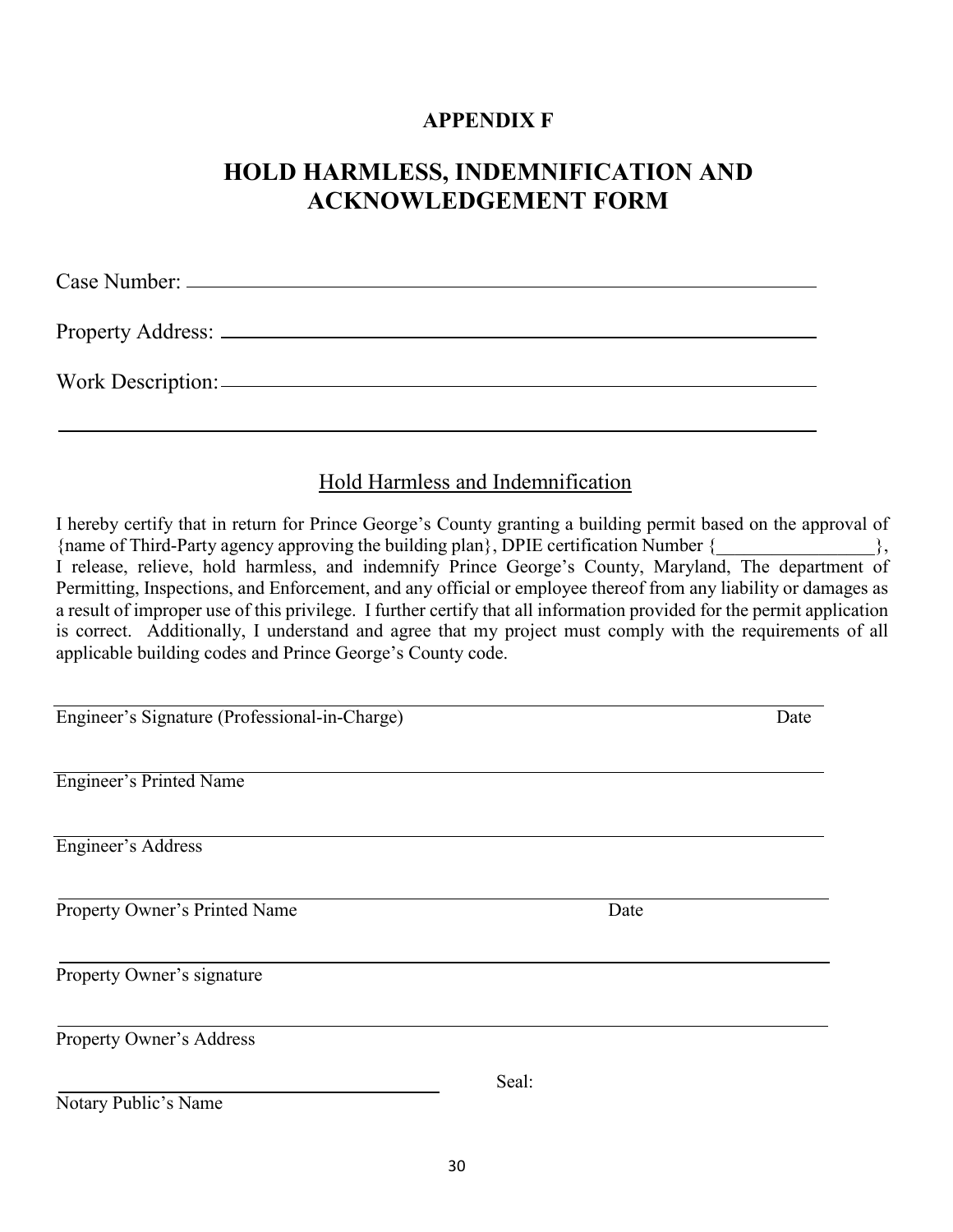**APPENDIX F**

# HOLD HARMLESS, INDEMNIFICATION AND ACKNOWLEDGEMENT FORM

Case Number: ______________________________________________

Property Address: ___________________________________________

Work Description: ___________________________________________

______________________________________________________________

## Hold Harmless and Indemnification

I hereby certify that in return for Prince George's County granting a building permit based on the approval of {name of Third-Party agency approving the building plan}, DPIE certification Number {_________________}, I release, relieve, hold harmless, and indemnify Prince George's County, Maryland, The department of Permitting, Inspections, and Enforcement, and any official or employee thereof from any liability or damages as a result of improper use of this privilege. I further certify that all information provided for the permit application is correct. Additionally, I understand and agree that my project must comply with the requirements of all applicable building codes and Prince George's County code.

______________________________________________________________
Engineer's Signature (Professional-in-Charge) Date

______________________________________________________________
Engineer's Printed Name

______________________________________________________________
Engineer's Address

______________________________________________________________
Property Owner's Printed Name Date

______________________________________________________________
Property Owner's signature

______________________________________________________________
Property Owner's Address

______________________________ Seal:
Notary Public's Name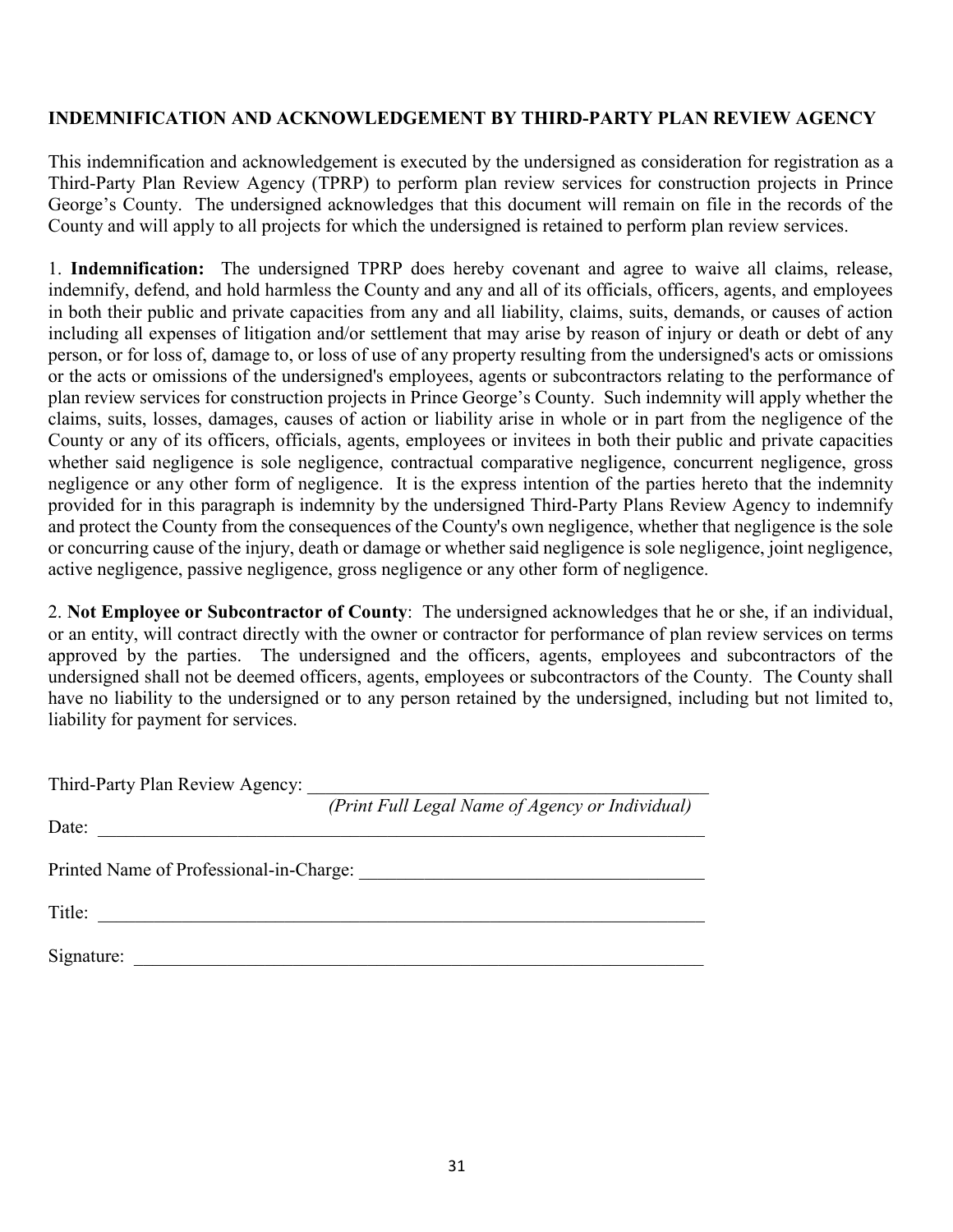**INDEMNIFICATION AND ACKNOWLEDGEMENT BY THIRD-PARTY PLAN REVIEW AGENCY**

This indemnification and acknowledgement is executed by the undersigned as consideration for registration as a Third-Party Plan Review Agency (TPRP) to perform plan review services for construction projects in Prince George's County. The undersigned acknowledges that this document will remain on file in the records of the County and will apply to all projects for which the undersigned is retained to perform plan review services.

1. **Indemnification:** The undersigned TPRP does hereby covenant and agree to waive all claims, release, indemnify, defend, and hold harmless the County and any and all of its officials, officers, agents, and employees in both their public and private capacities from any and all liability, claims, suits, demands, or causes of action including all expenses of litigation and/or settlement that may arise by reason of injury or death or debt of any person, or for loss of, damage to, or loss of use of any property resulting from the undersigned's acts or omissions or the acts or omissions of the undersigned's employees, agents or subcontractors relating to the performance of plan review services for construction projects in Prince George's County. Such indemnity will apply whether the claims, suits, losses, damages, causes of action or liability arise in whole or in part from the negligence of the County or any of its officers, officials, agents, employees or invitees in both their public and private capacities whether said negligence is sole negligence, contractual comparative negligence, concurrent negligence, gross negligence or any other form of negligence. It is the express intention of the parties hereto that the indemnity provided for in this paragraph is indemnity by the undersigned Third-Party Plans Review Agency to indemnify and protect the County from the consequences of the County's own negligence, whether that negligence is the sole or concurring cause of the injury, death or damage or whether said negligence is sole negligence, joint negligence, active negligence, passive negligence, gross negligence or any other form of negligence.

2. **Not Employee or Subcontractor of County**: The undersigned acknowledges that he or she, if an individual, or an entity, will contract directly with the owner or contractor for performance of plan review services on terms approved by the parties. The undersigned and the officers, agents, employees and subcontractors of the undersigned shall not be deemed officers, agents, employees or subcontractors of the County. The County shall have no liability to the undersigned or to any person retained by the undersigned, including but not limited to, liability for payment for services.

Third-Party Plan Review Agency: ____________________________________________

*(Print Full Legal Name of Agency or Individual)*

Date: ____________________________________________

Printed Name of Professional-in-Charge: ____________________________________________

Title: ____________________________________________

Signature: ____________________________________________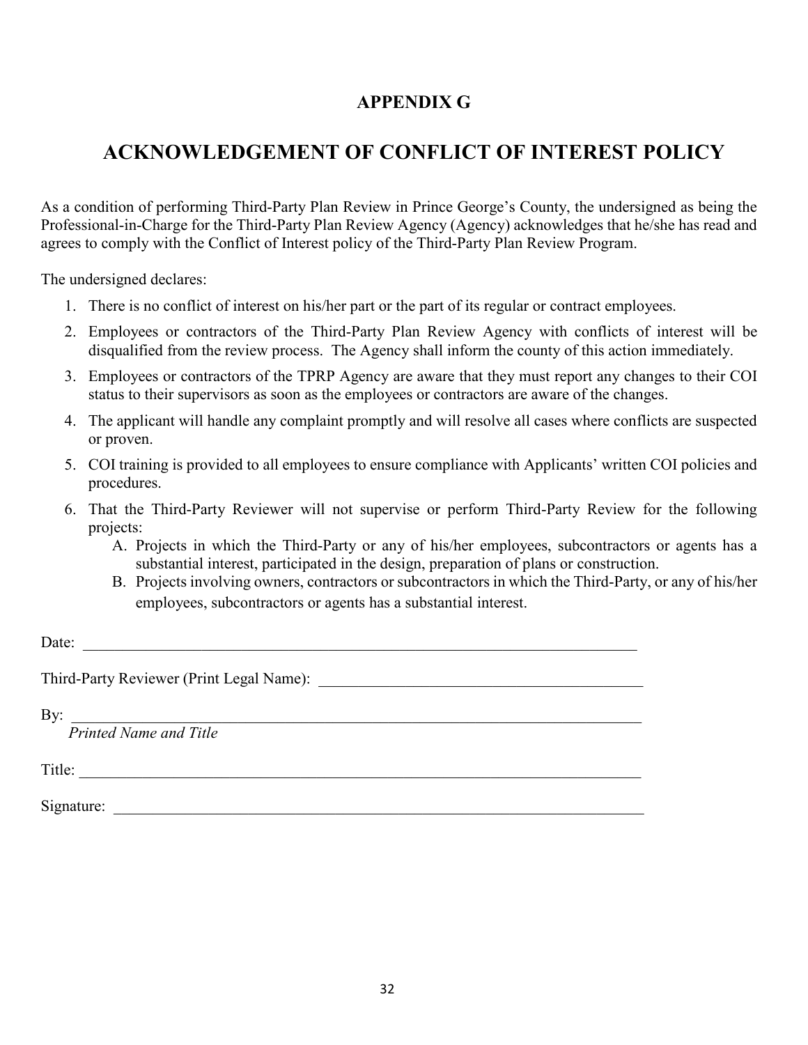# APPENDIX G

# ACKNOWLEDGEMENT OF CONFLICT OF INTEREST POLICY

As a condition of performing Third-Party Plan Review in Prince George's County, the undersigned as being the Professional-in-Charge for the Third-Party Plan Review Agency (Agency) acknowledges that he/she has read and agrees to comply with the Conflict of Interest policy of the Third-Party Plan Review Program.

The undersigned declares:

1. There is no conflict of interest on his/her part or the part of its regular or contract employees.
2. Employees or contractors of the Third-Party Plan Review Agency with conflicts of interest will be disqualified from the review process. The Agency shall inform the county of this action immediately.
3. Employees or contractors of the TPRP Agency are aware that they must report any changes to their COI status to their supervisors as soon as the employees or contractors are aware of the changes.
4. The applicant will handle any complaint promptly and will resolve all cases where conflicts are suspected or proven.
5. COI training is provided to all employees to ensure compliance with Applicants' written COI policies and procedures.
6. That the Third-Party Reviewer will not supervise or perform Third-Party Review for the following projects:
   - A. Projects in which the Third-Party or any of his/her employees, subcontractors or agents has a substantial interest, participated in the design, preparation of plans or construction.
   - B. Projects involving owners, contractors or subcontractors in which the Third-Party, or any of his/her employees, subcontractors or agents has a substantial interest.

Date: ______________________________________________________________________

Third-Party Reviewer (Print Legal Name): ________________________________________

By: ________________________________________________________________________
*Printed Name and Title*

Title: _______________________________________________________________________

Signature: ___________________________________________________________________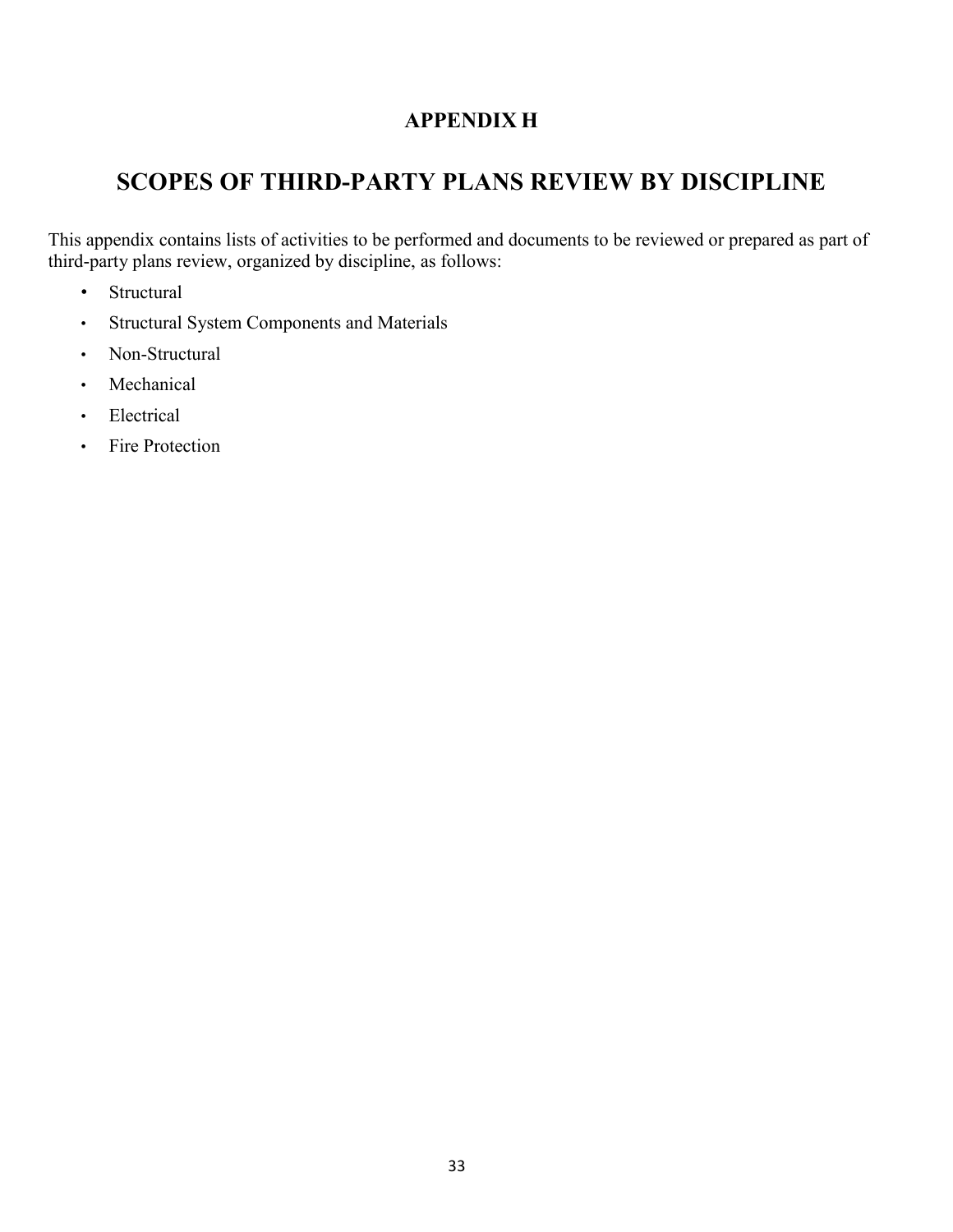# APPENDIX H

## SCOPES OF THIRD-PARTY PLANS REVIEW BY DISCIPLINE

This appendix contains lists of activities to be performed and documents to be reviewed or prepared as part of third-party plans review, organized by discipline, as follows:

- Structural
- Structural System Components and Materials
- Non-Structural
- Mechanical
- Electrical
- Fire Protection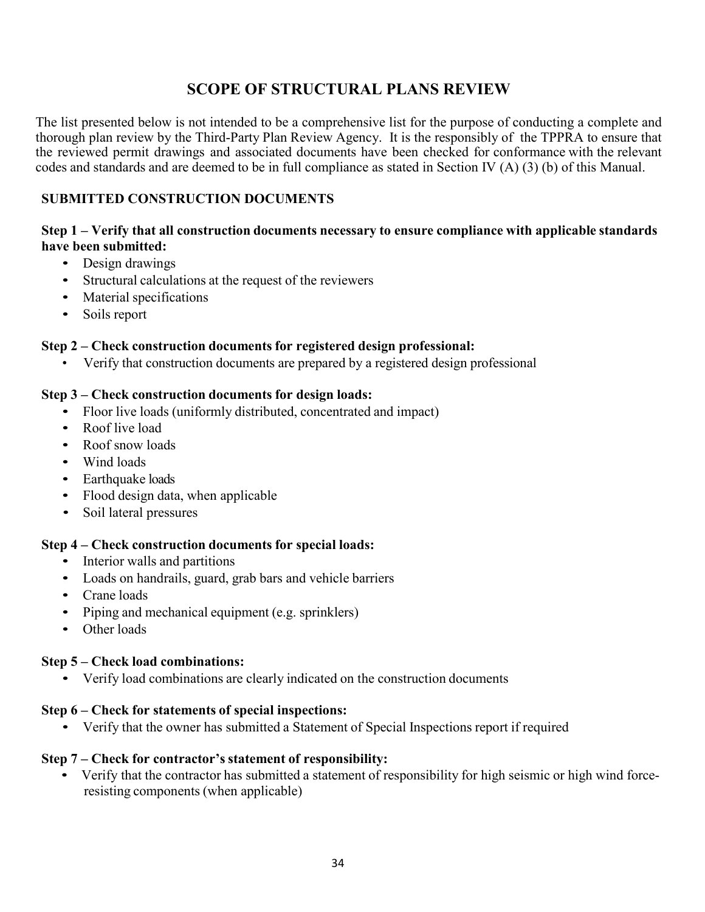# SCOPE OF STRUCTURAL PLANS REVIEW

The list presented below is not intended to be a comprehensive list for the purpose of conducting a complete and thorough plan review by the Third-Party Plan Review Agency. It is the responsibly of the TPPRA to ensure that the reviewed permit drawings and associated documents have been checked for conformance with the relevant codes and standards and are deemed to be in full compliance as stated in Section IV (A) (3) (b) of this Manual.

## SUBMITTED CONSTRUCTION DOCUMENTS

### Step 1 – Verify that all construction documents necessary to ensure compliance with applicable standards have been submitted:

- Design drawings
- Structural calculations at the request of the reviewers
- Material specifications
- Soils report

### Step 2 – Check construction documents for registered design professional:

- Verify that construction documents are prepared by a registered design professional

### Step 3 – Check construction documents for design loads:

- Floor live loads (uniformly distributed, concentrated and impact)
- Roof live load
- Roof snow loads
- Wind loads
- Earthquake loads
- Flood design data, when applicable
- Soil lateral pressures

### Step 4 – Check construction documents for special loads:

- Interior walls and partitions
- Loads on handrails, guard, grab bars and vehicle barriers
- Crane loads
- Piping and mechanical equipment (e.g. sprinklers)
- Other loads

### Step 5 – Check load combinations:

- Verify load combinations are clearly indicated on the construction documents

### Step 6 – Check for statements of special inspections:

- Verify that the owner has submitted a Statement of Special Inspections report if required

### Step 7 – Check for contractor's statement of responsibility:

- Verify that the contractor has submitted a statement of responsibility for high seismic or high wind force-resisting components (when applicable)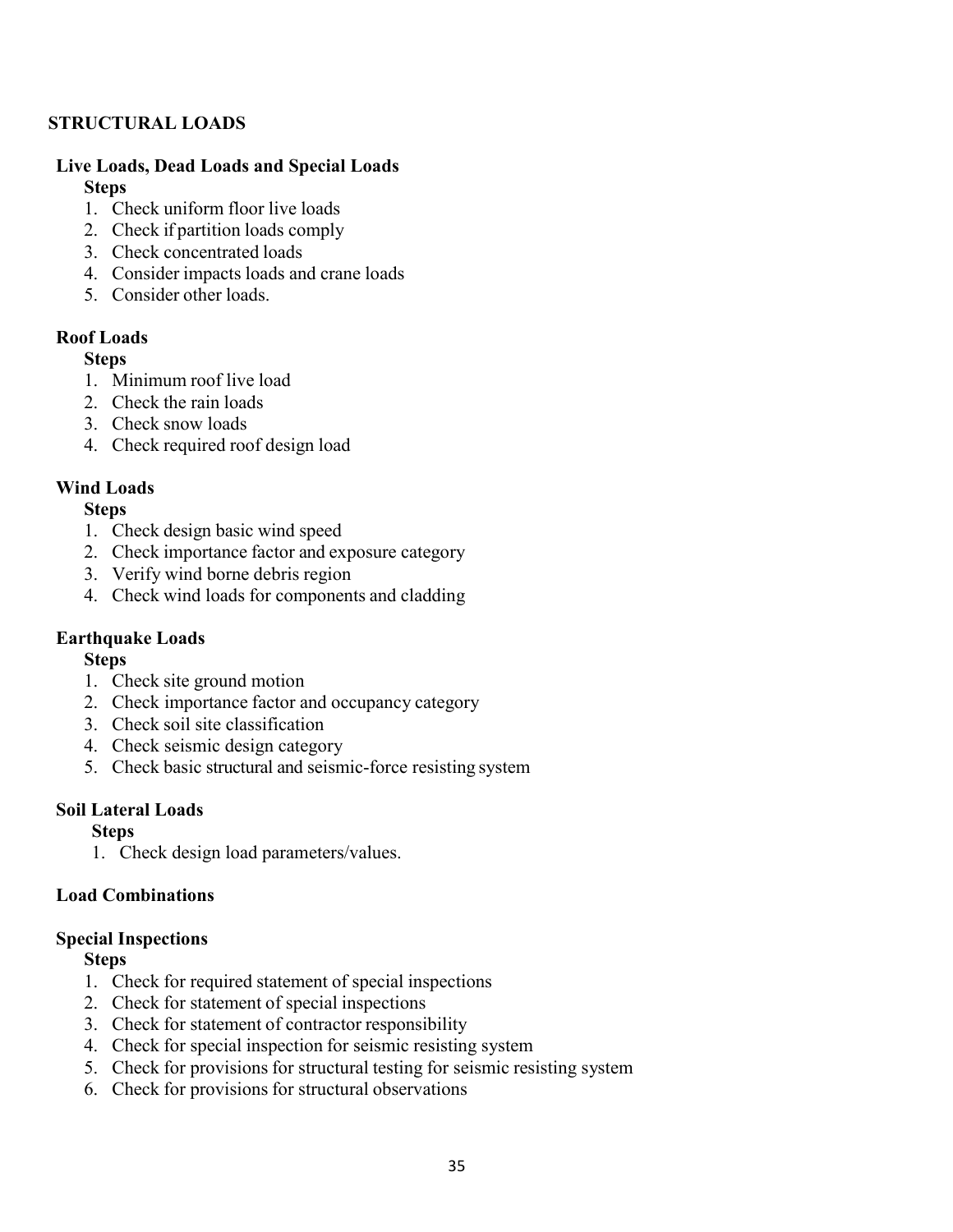## STRUCTURAL LOADS

### Live Loads, Dead Loads and Special Loads

**Steps**

1. Check uniform floor live loads
2. Check if partition loads comply
3. Check concentrated loads
4. Consider impacts loads and crane loads
5. Consider other loads.

### Roof Loads

**Steps**

1. Minimum roof live load
2. Check the rain loads
3. Check snow loads
4. Check required roof design load

### Wind Loads

**Steps**

1. Check design basic wind speed
2. Check importance factor and exposure category
3. Verify wind borne debris region
4. Check wind loads for components and cladding

### Earthquake Loads

**Steps**

1. Check site ground motion
2. Check importance factor and occupancy category
3. Check soil site classification
4. Check seismic design category
5. Check basic structural and seismic-force resisting system

### Soil Lateral Loads

**Steps**

1. Check design load parameters/values.

### Load Combinations

### Special Inspections

**Steps**

1. Check for required statement of special inspections
2. Check for statement of special inspections
3. Check for statement of contractor responsibility
4. Check for special inspection for seismic resisting system
5. Check for provisions for structural testing for seismic resisting system
6. Check for provisions for structural observations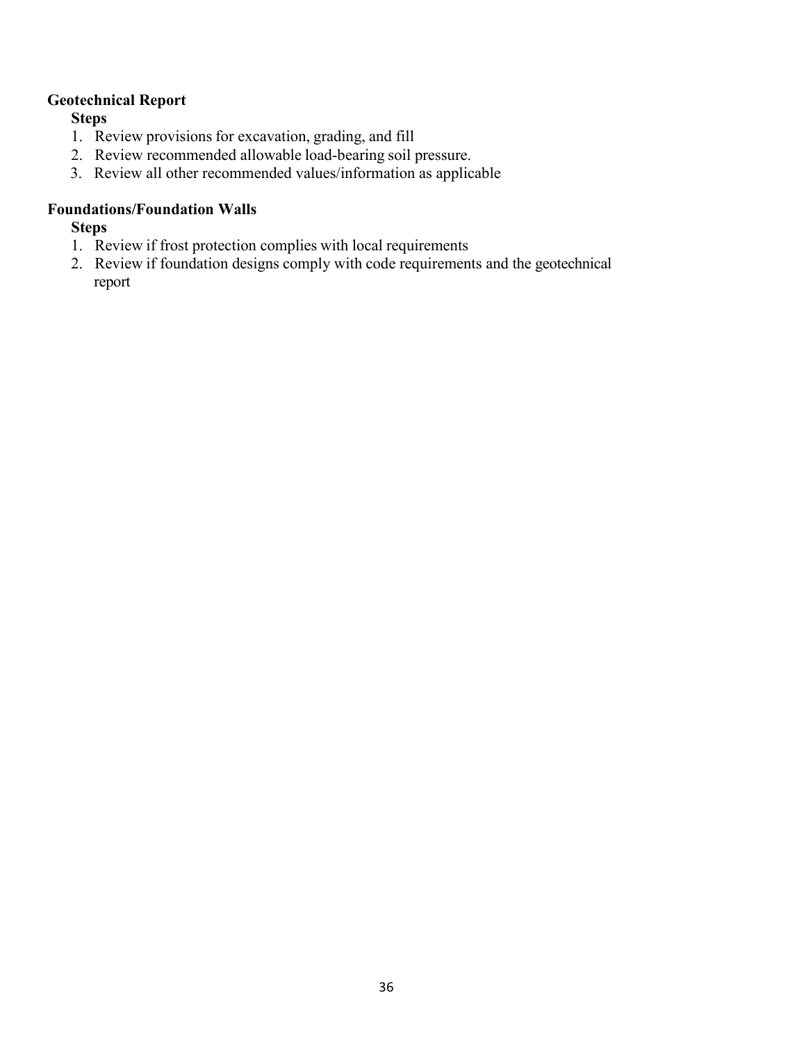**Geotechnical Report**

**Steps**

1. Review provisions for excavation, grading, and fill
2. Review recommended allowable load-bearing soil pressure.
3. Review all other recommended values/information as applicable

**Foundations/Foundation Walls**

**Steps**

1. Review if frost protection complies with local requirements
2. Review if foundation designs comply with code requirements and the geotechnical report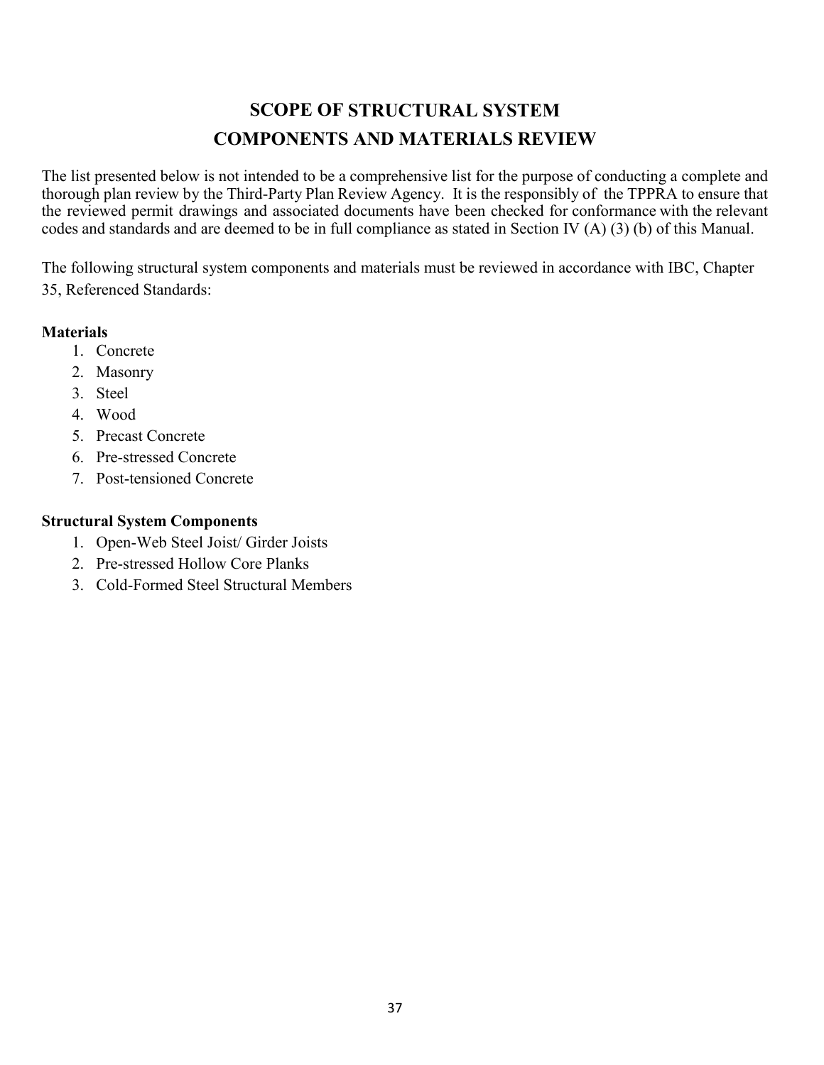# SCOPE OF STRUCTURAL SYSTEM COMPONENTS AND MATERIALS REVIEW

The list presented below is not intended to be a comprehensive list for the purpose of conducting a complete and thorough plan review by the Third-Party Plan Review Agency. It is the responsibly of the TPPRA to ensure that the reviewed permit drawings and associated documents have been checked for conformance with the relevant codes and standards and are deemed to be in full compliance as stated in Section IV (A) (3) (b) of this Manual.

The following structural system components and materials must be reviewed in accordance with IBC, Chapter 35, Referenced Standards:

**Materials**

1. Concrete
2. Masonry
3. Steel
4. Wood
5. Precast Concrete
6. Pre-stressed Concrete
7. Post-tensioned Concrete

**Structural System Components**

1. Open-Web Steel Joist/ Girder Joists
2. Pre-stressed Hollow Core Planks
3. Cold-Formed Steel Structural Members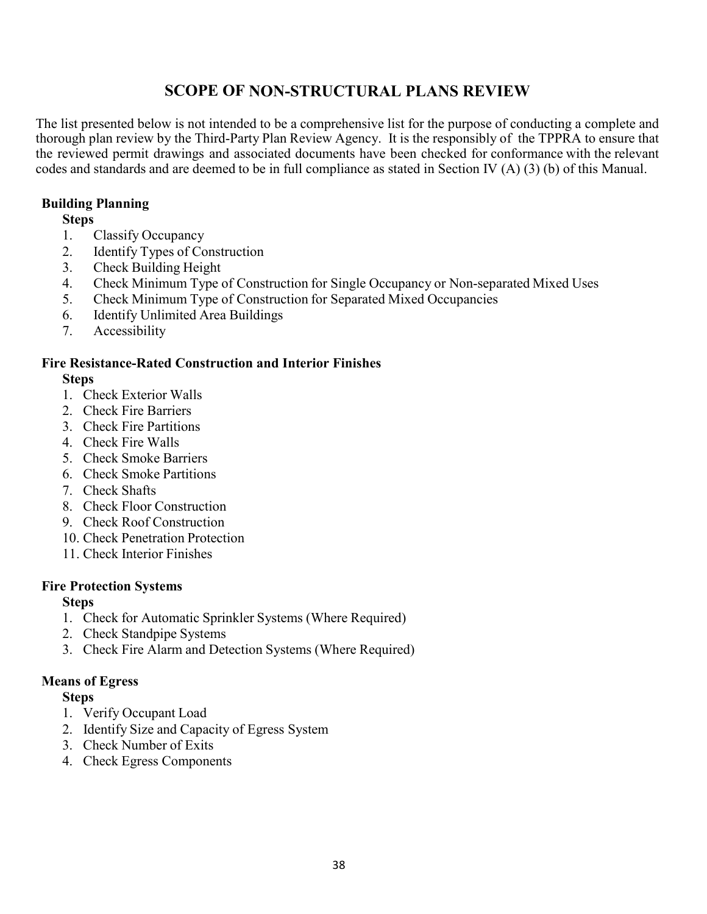# SCOPE OF NON-STRUCTURAL PLANS REVIEW

The list presented below is not intended to be a comprehensive list for the purpose of conducting a complete and thorough plan review by the Third-Party Plan Review Agency. It is the responsibly of the TPPRA to ensure that the reviewed permit drawings and associated documents have been checked for conformance with the relevant codes and standards and are deemed to be in full compliance as stated in Section IV (A) (3) (b) of this Manual.

## Building Planning

**Steps**

1. Classify Occupancy
2. Identify Types of Construction
3. Check Building Height
4. Check Minimum Type of Construction for Single Occupancy or Non-separated Mixed Uses
5. Check Minimum Type of Construction for Separated Mixed Occupancies
6. Identify Unlimited Area Buildings
7. Accessibility

## Fire Resistance-Rated Construction and Interior Finishes

**Steps**

1. Check Exterior Walls
2. Check Fire Barriers
3. Check Fire Partitions
4. Check Fire Walls
5. Check Smoke Barriers
6. Check Smoke Partitions
7. Check Shafts
8. Check Floor Construction
9. Check Roof Construction
10. Check Penetration Protection
11. Check Interior Finishes

## Fire Protection Systems

**Steps**

1. Check for Automatic Sprinkler Systems (Where Required)
2. Check Standpipe Systems
3. Check Fire Alarm and Detection Systems (Where Required)

## Means of Egress

**Steps**

1. Verify Occupant Load
2. Identify Size and Capacity of Egress System
3. Check Number of Exits
4. Check Egress Components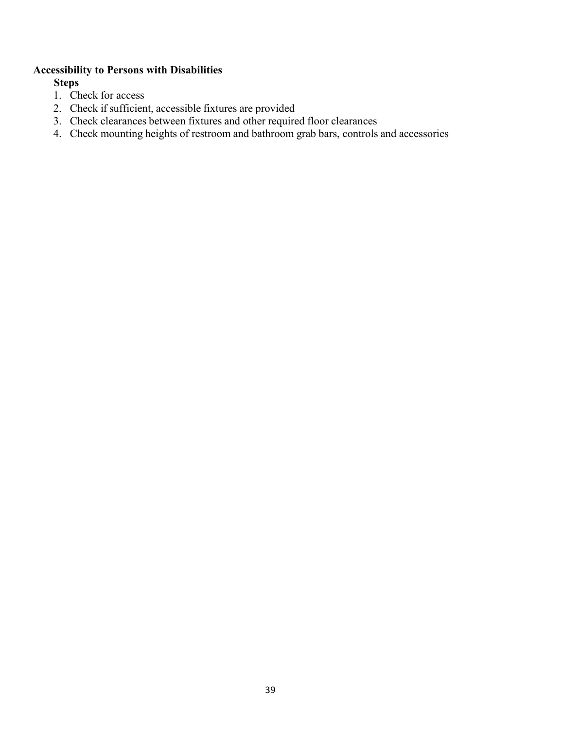**Accessibility to Persons with Disabilities**

**Steps**

1. Check for access
2. Check if sufficient, accessible fixtures are provided
3. Check clearances between fixtures and other required floor clearances
4. Check mounting heights of restroom and bathroom grab bars, controls and accessories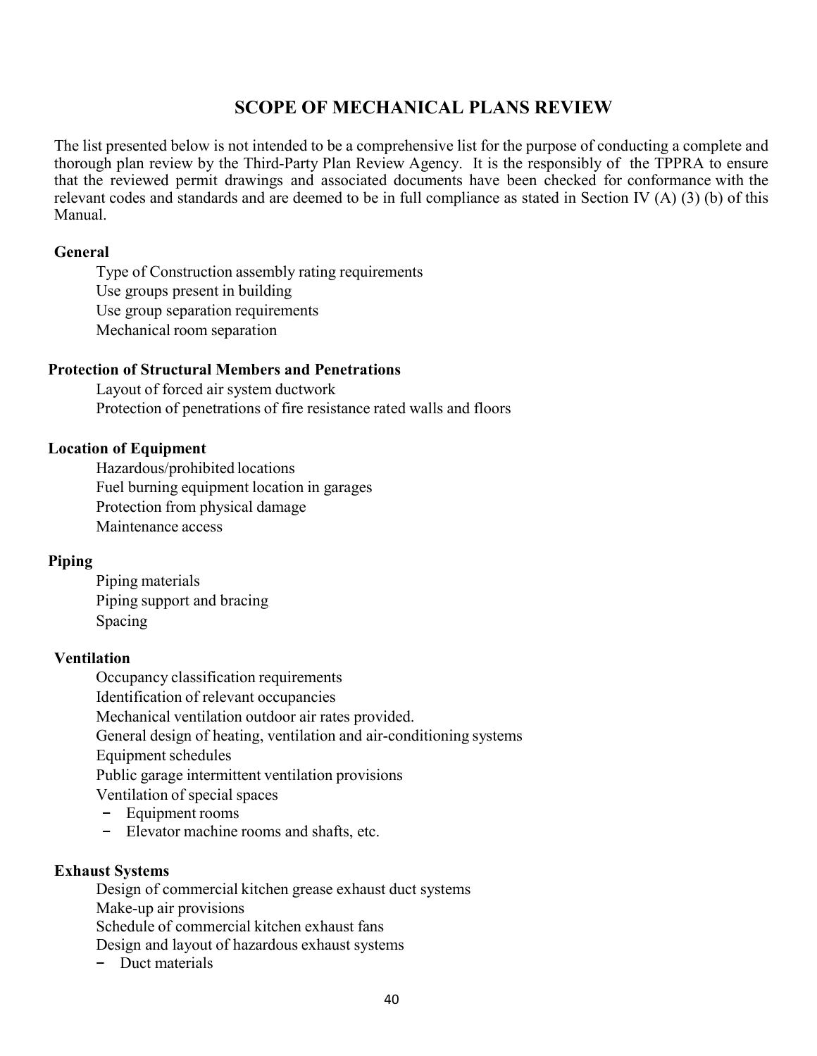## SCOPE OF MECHANICAL PLANS REVIEW

The list presented below is not intended to be a comprehensive list for the purpose of conducting a complete and thorough plan review by the Third-Party Plan Review Agency. It is the responsibly of the TPPRA to ensure that the reviewed permit drawings and associated documents have been checked for conformance with the relevant codes and standards and are deemed to be in full compliance as stated in Section IV (A) (3) (b) of this Manual.

**General**

- Type of Construction assembly rating requirements
- Use groups present in building
- Use group separation requirements
- Mechanical room separation

**Protection of Structural Members and Penetrations**

- Layout of forced air system ductwork
- Protection of penetrations of fire resistance rated walls and floors

**Location of Equipment**

- Hazardous/prohibited locations
- Fuel burning equipment location in garages
- Protection from physical damage
- Maintenance access

**Piping**

- Piping materials
- Piping support and bracing
- Spacing

**Ventilation**

- Occupancy classification requirements
- Identification of relevant occupancies
- Mechanical ventilation outdoor air rates provided.
- General design of heating, ventilation and air-conditioning systems
- Equipment schedules
- Public garage intermittent ventilation provisions
- Ventilation of special spaces
  - Equipment rooms
  - Elevator machine rooms and shafts, etc.

**Exhaust Systems**

- Design of commercial kitchen grease exhaust duct systems
- Make-up air provisions
- Schedule of commercial kitchen exhaust fans
- Design and layout of hazardous exhaust systems
  - Duct materials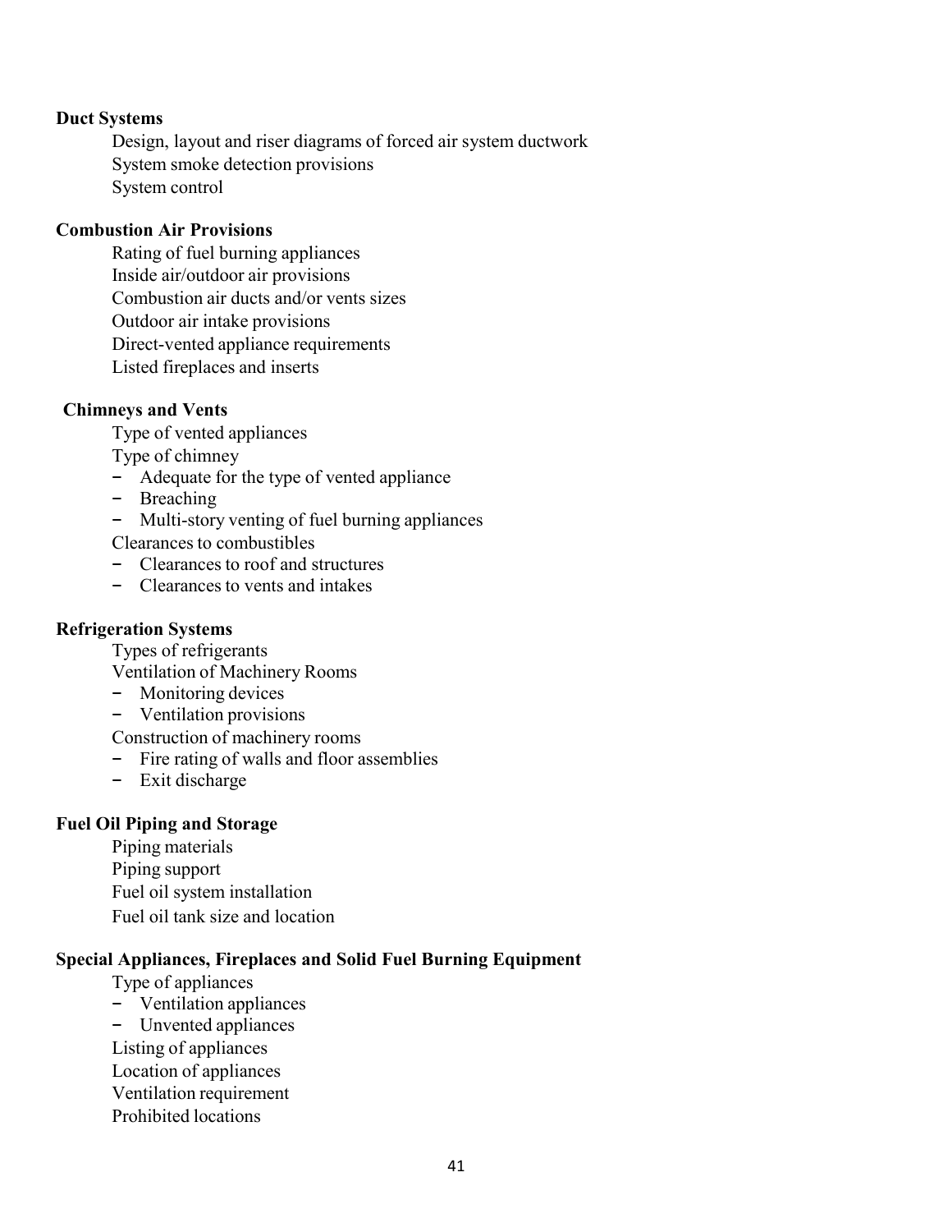**Duct Systems**

Design, layout and riser diagrams of forced air system ductwork
System smoke detection provisions
System control

**Combustion Air Provisions**

Rating of fuel burning appliances
Inside air/outdoor air provisions
Combustion air ducts and/or vents sizes
Outdoor air intake provisions
Direct-vented appliance requirements
Listed fireplaces and inserts

**Chimneys and Vents**

Type of vented appliances

Type of chimney

- Adequate for the type of vented appliance
- Breaching
- Multi-story venting of fuel burning appliances

Clearances to combustibles

- Clearances to roof and structures
- Clearances to vents and intakes

**Refrigeration Systems**

Types of refrigerants

Ventilation of Machinery Rooms

- Monitoring devices
- Ventilation provisions

Construction of machinery rooms

- Fire rating of walls and floor assemblies
- Exit discharge

**Fuel Oil Piping and Storage**

Piping materials
Piping support
Fuel oil system installation
Fuel oil tank size and location

**Special Appliances, Fireplaces and Solid Fuel Burning Equipment**

Type of appliances

- Ventilation appliances
- Unvented appliances

Listing of appliances
Location of appliances
Ventilation requirement
Prohibited locations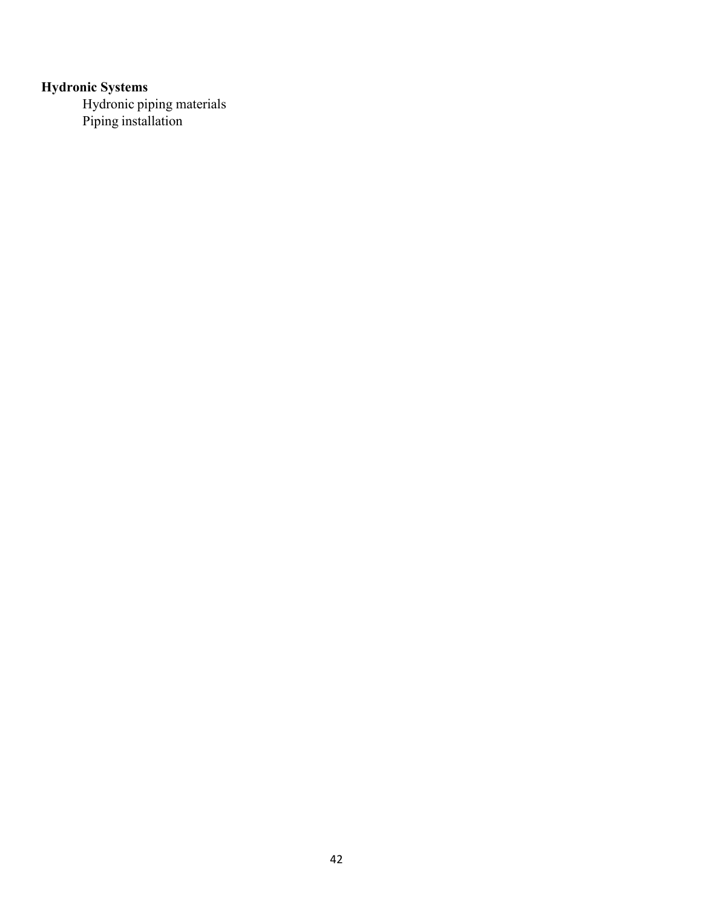**Hydronic Systems**

Hydronic piping materials

Piping installation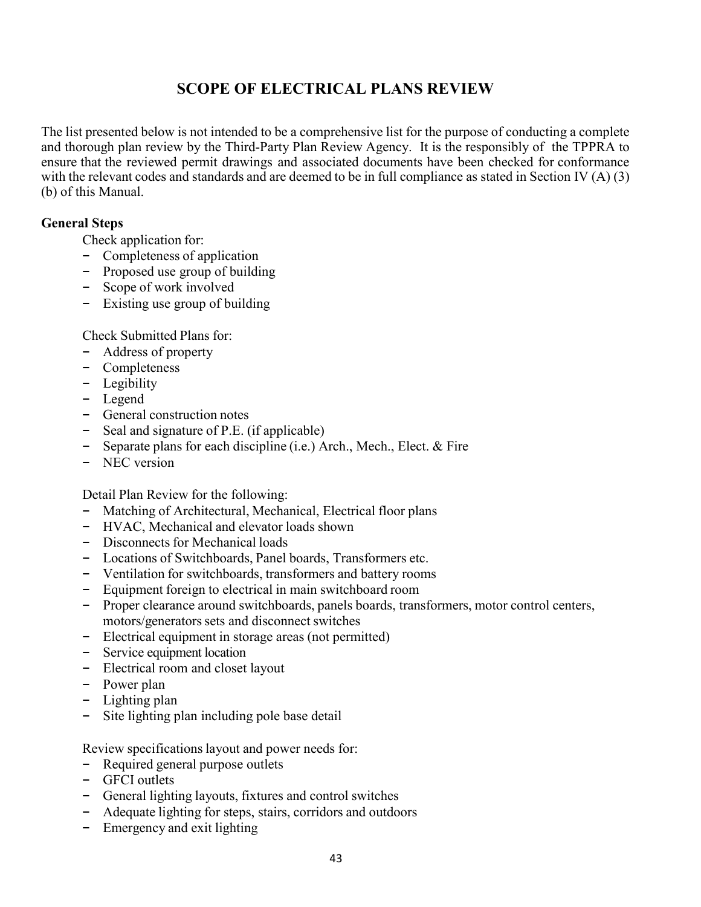# SCOPE OF ELECTRICAL PLANS REVIEW

The list presented below is not intended to be a comprehensive list for the purpose of conducting a complete and thorough plan review by the Third-Party Plan Review Agency. It is the responsibly of the TPPRA to ensure that the reviewed permit drawings and associated documents have been checked for conformance with the relevant codes and standards and are deemed to be in full compliance as stated in Section IV (A) (3) (b) of this Manual.

**General Steps**

Check application for:

- Completeness of application
- Proposed use group of building
- Scope of work involved
- Existing use group of building

Check Submitted Plans for:

- Address of property
- Completeness
- Legibility
- Legend
- General construction notes
- Seal and signature of P.E. (if applicable)
- Separate plans for each discipline (i.e.) Arch., Mech., Elect. & Fire
- NEC version

Detail Plan Review for the following:

- Matching of Architectural, Mechanical, Electrical floor plans
- HVAC, Mechanical and elevator loads shown
- Disconnects for Mechanical loads
- Locations of Switchboards, Panel boards, Transformers etc.
- Ventilation for switchboards, transformers and battery rooms
- Equipment foreign to electrical in main switchboard room
- Proper clearance around switchboards, panels boards, transformers, motor control centers, motors/generators sets and disconnect switches
- Electrical equipment in storage areas (not permitted)
- Service equipment location
- Electrical room and closet layout
- Power plan
- Lighting plan
- Site lighting plan including pole base detail

Review specifications layout and power needs for:

- Required general purpose outlets
- GFCI outlets
- General lighting layouts, fixtures and control switches
- Adequate lighting for steps, stairs, corridors and outdoors
- Emergency and exit lighting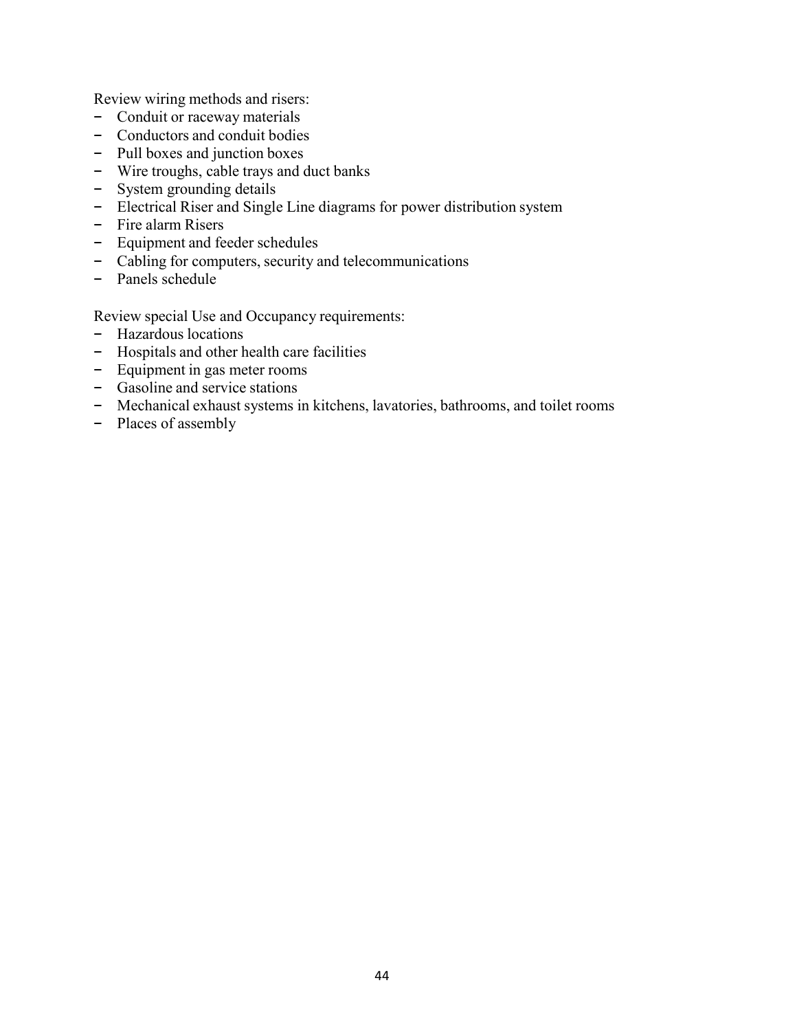Review wiring methods and risers:

- Conduit or raceway materials
- Conductors and conduit bodies
- Pull boxes and junction boxes
- Wire troughs, cable trays and duct banks
- System grounding details
- Electrical Riser and Single Line diagrams for power distribution system
- Fire alarm Risers
- Equipment and feeder schedules
- Cabling for computers, security and telecommunications
- Panels schedule

Review special Use and Occupancy requirements:

- Hazardous locations
- Hospitals and other health care facilities
- Equipment in gas meter rooms
- Gasoline and service stations
- Mechanical exhaust systems in kitchens, lavatories, bathrooms, and toilet rooms
- Places of assembly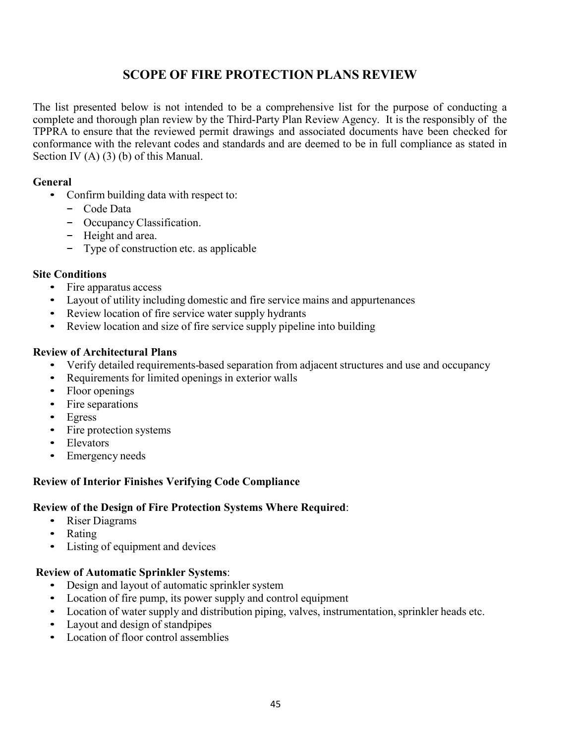# SCOPE OF FIRE PROTECTION PLANS REVIEW

The list presented below is not intended to be a comprehensive list for the purpose of conducting a complete and thorough plan review by the Third-Party Plan Review Agency. It is the responsibly of the TPPRA to ensure that the reviewed permit drawings and associated documents have been checked for conformance with the relevant codes and standards and are deemed to be in full compliance as stated in Section IV (A) (3) (b) of this Manual.

**General**

- Confirm building data with respect to:
  - Code Data
  - Occupancy Classification.
  - Height and area.
  - Type of construction etc. as applicable

**Site Conditions**

- Fire apparatus access
- Layout of utility including domestic and fire service mains and appurtenances
- Review location of fire service water supply hydrants
- Review location and size of fire service supply pipeline into building

**Review of Architectural Plans**

- Verify detailed requirements-based separation from adjacent structures and use and occupancy
- Requirements for limited openings in exterior walls
- Floor openings
- Fire separations
- Egress
- Fire protection systems
- Elevators
- Emergency needs

**Review of Interior Finishes Verifying Code Compliance**

**Review of the Design of Fire Protection Systems Where Required**:

- Riser Diagrams
- Rating
- Listing of equipment and devices

**Review of Automatic Sprinkler Systems**:

- Design and layout of automatic sprinkler system
- Location of fire pump, its power supply and control equipment
- Location of water supply and distribution piping, valves, instrumentation, sprinkler heads etc.
- Layout and design of standpipes
- Location of floor control assemblies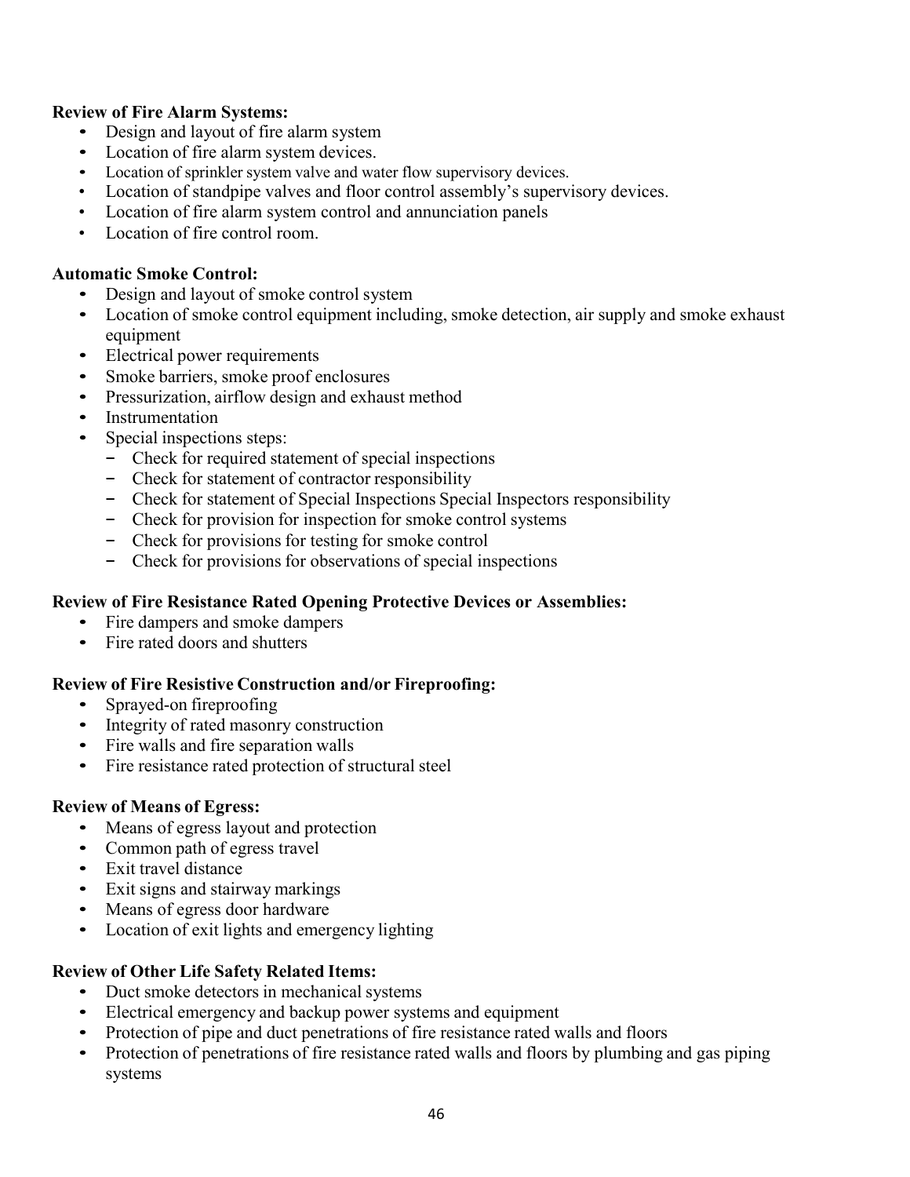**Review of Fire Alarm Systems:**

- Design and layout of fire alarm system
- Location of fire alarm system devices.
- Location of sprinkler system valve and water flow supervisory devices.
- Location of standpipe valves and floor control assembly's supervisory devices.
- Location of fire alarm system control and annunciation panels
- Location of fire control room.

**Automatic Smoke Control:**

- Design and layout of smoke control system
- Location of smoke control equipment including, smoke detection, air supply and smoke exhaust equipment
- Electrical power requirements
- Smoke barriers, smoke proof enclosures
- Pressurization, airflow design and exhaust method
- Instrumentation
- Special inspections steps:
  - Check for required statement of special inspections
  - Check for statement of contractor responsibility
  - Check for statement of Special Inspections Special Inspectors responsibility
  - Check for provision for inspection for smoke control systems
  - Check for provisions for testing for smoke control
  - Check for provisions for observations of special inspections

**Review of Fire Resistance Rated Opening Protective Devices or Assemblies:**

- Fire dampers and smoke dampers
- Fire rated doors and shutters

**Review of Fire Resistive Construction and/or Fireproofing:**

- Sprayed-on fireproofing
- Integrity of rated masonry construction
- Fire walls and fire separation walls
- Fire resistance rated protection of structural steel

**Review of Means of Egress:**

- Means of egress layout and protection
- Common path of egress travel
- Exit travel distance
- Exit signs and stairway markings
- Means of egress door hardware
- Location of exit lights and emergency lighting

**Review of Other Life Safety Related Items:**

- Duct smoke detectors in mechanical systems
- Electrical emergency and backup power systems and equipment
- Protection of pipe and duct penetrations of fire resistance rated walls and floors
- Protection of penetrations of fire resistance rated walls and floors by plumbing and gas piping systems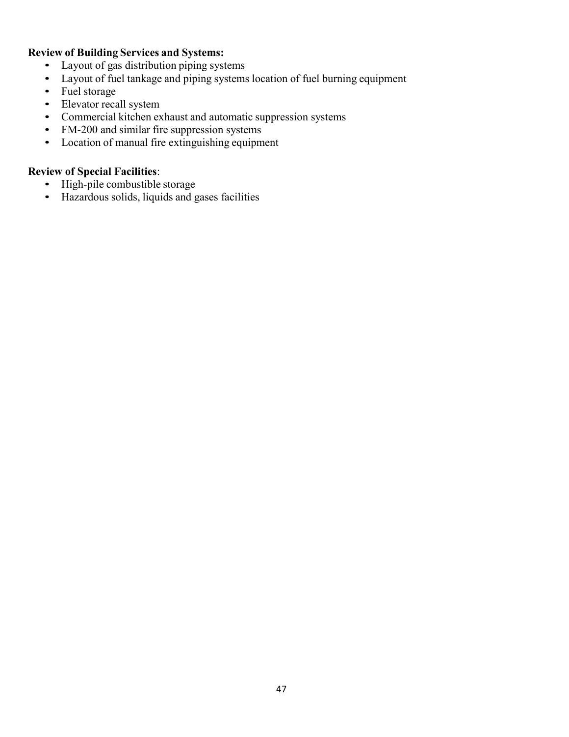**Review of Building Services and Systems:**

- Layout of gas distribution piping systems
- Layout of fuel tankage and piping systems location of fuel burning equipment
- Fuel storage
- Elevator recall system
- Commercial kitchen exhaust and automatic suppression systems
- FM-200 and similar fire suppression systems
- Location of manual fire extinguishing equipment

**Review of Special Facilities**:

- High-pile combustible storage
- Hazardous solids, liquids and gases facilities